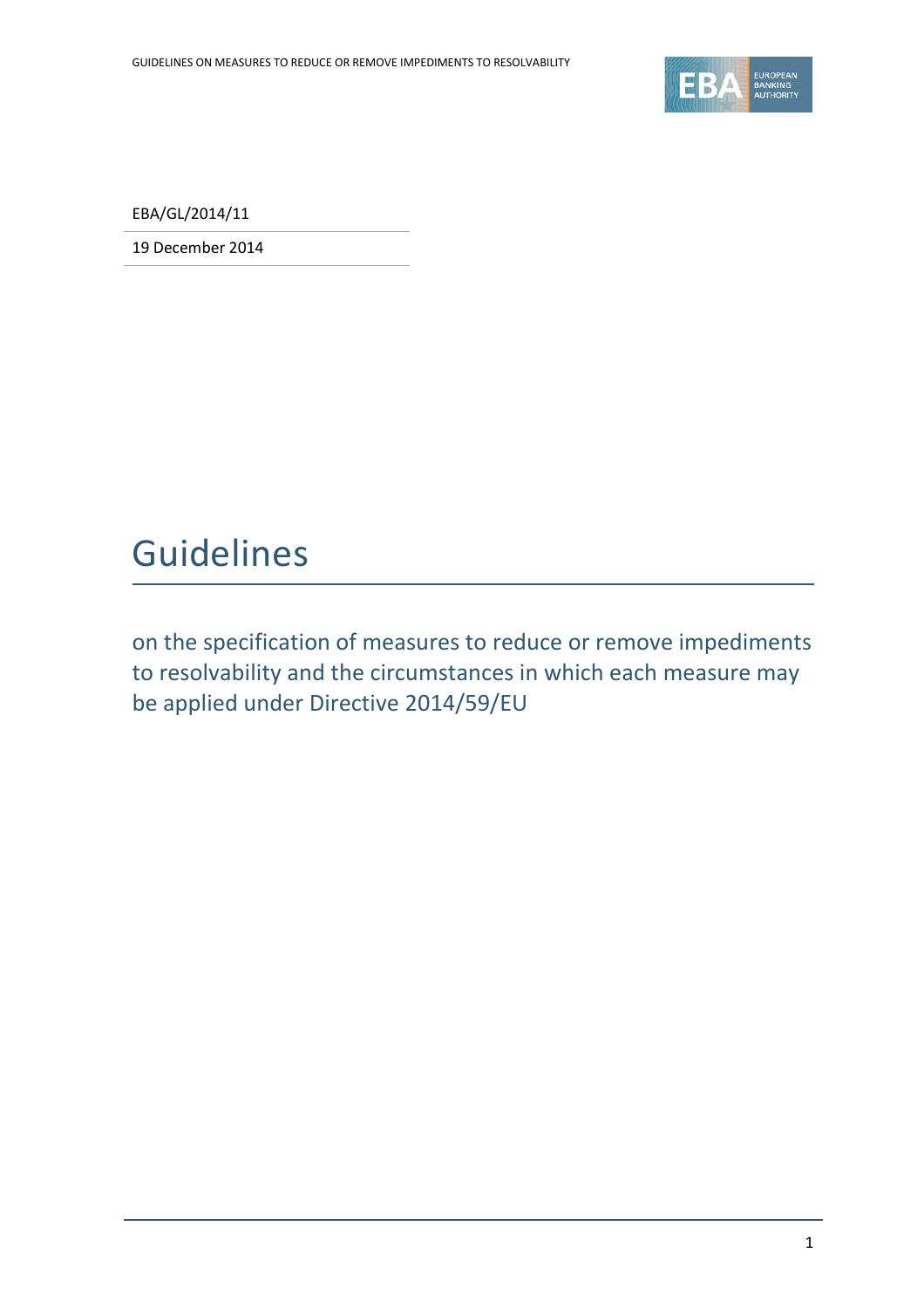EBA/GL/2014/11

19 December 2014

# Guidelines

on the specification of measures to reduce or remove impediments to resolvability and the circumstances in which each measure may be applied under Directive 2014/59/EU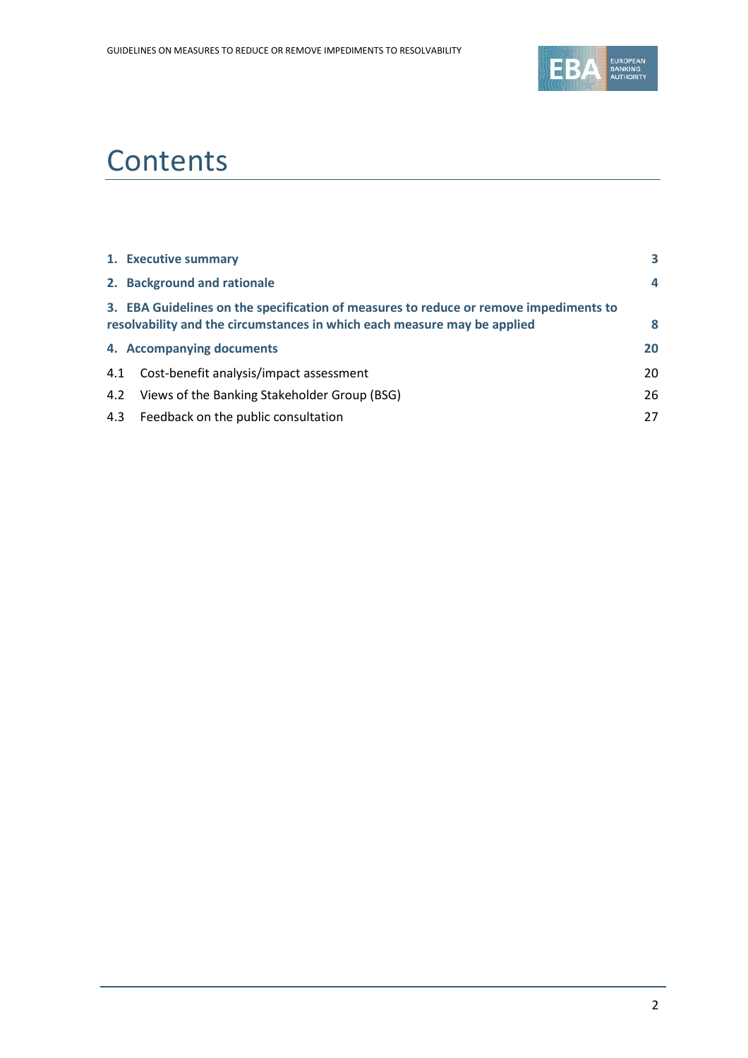# Contents

| | |
|---|---|
| **1. Executive summary** | **3** |
| **2. Background and rationale** | **4** |
| **3. EBA Guidelines on the specification of measures to reduce or remove impediments to resolvability and the circumstances in which each measure may be applied** | **8** |
| **4. Accompanying documents** | **20** |
| 4.1 Cost-benefit analysis/impact assessment | 20 |
| 4.2 Views of the Banking Stakeholder Group (BSG) | 26 |
| 4.3 Feedback on the public consultation | 27 |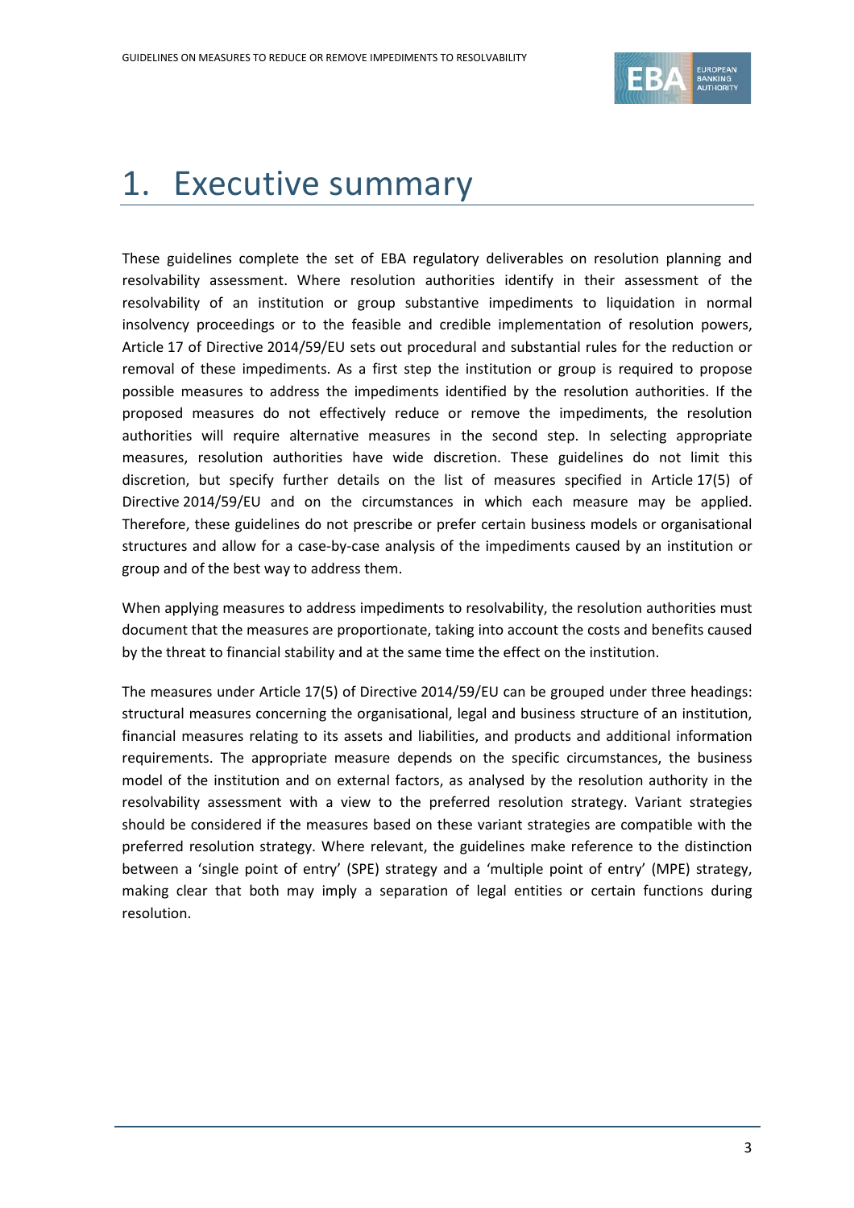# 1. Executive summary

These guidelines complete the set of EBA regulatory deliverables on resolution planning and resolvability assessment. Where resolution authorities identify in their assessment of the resolvability of an institution or group substantive impediments to liquidation in normal insolvency proceedings or to the feasible and credible implementation of resolution powers, Article 17 of Directive 2014/59/EU sets out procedural and substantial rules for the reduction or removal of these impediments. As a first step the institution or group is required to propose possible measures to address the impediments identified by the resolution authorities. If the proposed measures do not effectively reduce or remove the impediments, the resolution authorities will require alternative measures in the second step. In selecting appropriate measures, resolution authorities have wide discretion. These guidelines do not limit this discretion, but specify further details on the list of measures specified in Article 17(5) of Directive 2014/59/EU and on the circumstances in which each measure may be applied. Therefore, these guidelines do not prescribe or prefer certain business models or organisational structures and allow for a case-by-case analysis of the impediments caused by an institution or group and of the best way to address them.

When applying measures to address impediments to resolvability, the resolution authorities must document that the measures are proportionate, taking into account the costs and benefits caused by the threat to financial stability and at the same time the effect on the institution.

The measures under Article 17(5) of Directive 2014/59/EU can be grouped under three headings: structural measures concerning the organisational, legal and business structure of an institution, financial measures relating to its assets and liabilities, and products and additional information requirements. The appropriate measure depends on the specific circumstances, the business model of the institution and on external factors, as analysed by the resolution authority in the resolvability assessment with a view to the preferred resolution strategy. Variant strategies should be considered if the measures based on these variant strategies are compatible with the preferred resolution strategy. Where relevant, the guidelines make reference to the distinction between a 'single point of entry' (SPE) strategy and a 'multiple point of entry' (MPE) strategy, making clear that both may imply a separation of legal entities or certain functions during resolution.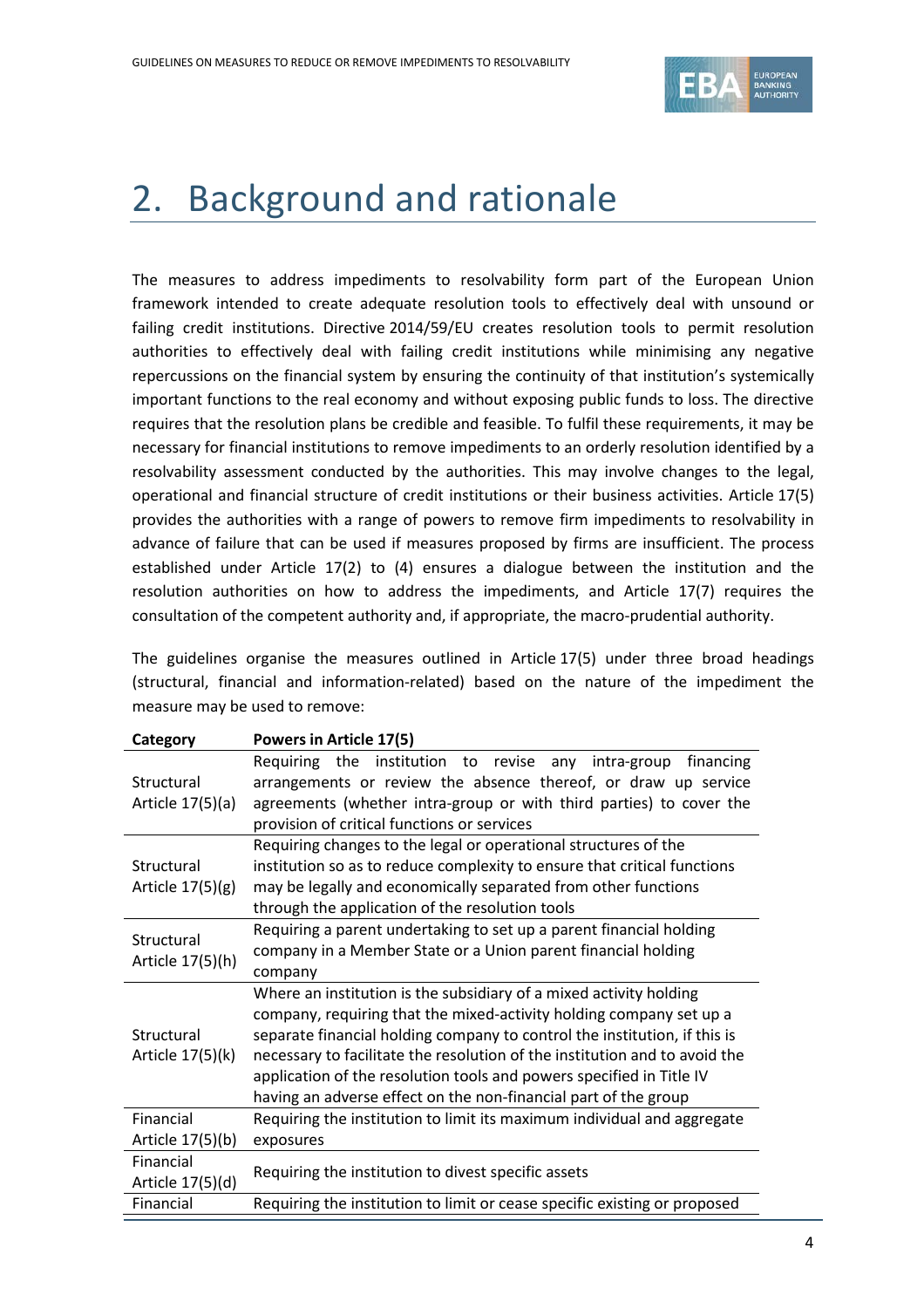# 2. Background and rationale

The measures to address impediments to resolvability form part of the European Union framework intended to create adequate resolution tools to effectively deal with unsound or failing credit institutions. Directive 2014/59/EU creates resolution tools to permit resolution authorities to effectively deal with failing credit institutions while minimising any negative repercussions on the financial system by ensuring the continuity of that institution's systemically important functions to the real economy and without exposing public funds to loss. The directive requires that the resolution plans be credible and feasible. To fulfil these requirements, it may be necessary for financial institutions to remove impediments to an orderly resolution identified by a resolvability assessment conducted by the authorities. This may involve changes to the legal, operational and financial structure of credit institutions or their business activities. Article 17(5) provides the authorities with a range of powers to remove firm impediments to resolvability in advance of failure that can be used if measures proposed by firms are insufficient. The process established under Article 17(2) to (4) ensures a dialogue between the institution and the resolution authorities on how to address the impediments, and Article 17(7) requires the consultation of the competent authority and, if appropriate, the macro-prudential authority.

The guidelines organise the measures outlined in Article 17(5) under three broad headings (structural, financial and information-related) based on the nature of the impediment the measure may be used to remove:

| Category | Powers in Article 17(5) |
|---|---|
| Structural Article 17(5)(a) | Requiring the institution to revise any intra-group financing arrangements or review the absence thereof, or draw up service agreements (whether intra-group or with third parties) to cover the provision of critical functions or services |
| Structural Article 17(5)(g) | Requiring changes to the legal or operational structures of the institution so as to reduce complexity to ensure that critical functions may be legally and economically separated from other functions through the application of the resolution tools |
| Structural Article 17(5)(h) | Requiring a parent undertaking to set up a parent financial holding company in a Member State or a Union parent financial holding company |
| Structural Article 17(5)(k) | Where an institution is the subsidiary of a mixed activity holding company, requiring that the mixed-activity holding company set up a separate financial holding company to control the institution, if this is necessary to facilitate the resolution of the institution and to avoid the application of the resolution tools and powers specified in Title IV having an adverse effect on the non-financial part of the group |
| Financial Article 17(5)(b) | Requiring the institution to limit its maximum individual and aggregate exposures |
| Financial Article 17(5)(d) | Requiring the institution to divest specific assets |
| Financial | Requiring the institution to limit or cease specific existing or proposed |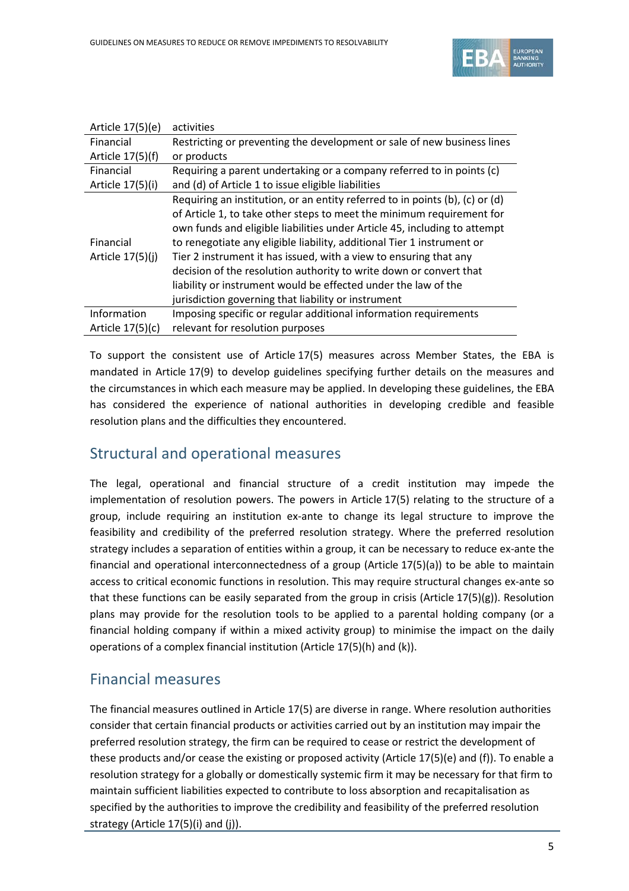| | |
|---|---|
| Article 17(5)(e) | activities |
| Financial Article 17(5)(f) | Restricting or preventing the development or sale of new business lines or products |
| Financial Article 17(5)(i) | Requiring a parent undertaking or a company referred to in points (c) and (d) of Article 1 to issue eligible liabilities |
| Financial Article 17(5)(j) | Requiring an institution, or an entity referred to in points (b), (c) or (d) of Article 1, to take other steps to meet the minimum requirement for own funds and eligible liabilities under Article 45, including to attempt to renegotiate any eligible liability, additional Tier 1 instrument or Tier 2 instrument it has issued, with a view to ensuring that any decision of the resolution authority to write down or convert that liability or instrument would be effected under the law of the jurisdiction governing that liability or instrument |
| Information Article 17(5)(c) | Imposing specific or regular additional information requirements relevant for resolution purposes |

To support the consistent use of Article 17(5) measures across Member States, the EBA is mandated in Article 17(9) to develop guidelines specifying further details on the measures and the circumstances in which each measure may be applied. In developing these guidelines, the EBA has considered the experience of national authorities in developing credible and feasible resolution plans and the difficulties they encountered.

## Structural and operational measures

The legal, operational and financial structure of a credit institution may impede the implementation of resolution powers. The powers in Article 17(5) relating to the structure of a group, include requiring an institution ex-ante to change its legal structure to improve the feasibility and credibility of the preferred resolution strategy. Where the preferred resolution strategy includes a separation of entities within a group, it can be necessary to reduce ex-ante the financial and operational interconnectedness of a group (Article 17(5)(a)) to be able to maintain access to critical economic functions in resolution. This may require structural changes ex-ante so that these functions can be easily separated from the group in crisis (Article 17(5)(g)). Resolution plans may provide for the resolution tools to be applied to a parental holding company (or a financial holding company if within a mixed activity group) to minimise the impact on the daily operations of a complex financial institution (Article 17(5)(h) and (k)).

## Financial measures

The financial measures outlined in Article 17(5) are diverse in range. Where resolution authorities consider that certain financial products or activities carried out by an institution may impair the preferred resolution strategy, the firm can be required to cease or restrict the development of these products and/or cease the existing or proposed activity (Article 17(5)(e) and (f)). To enable a resolution strategy for a globally or domestically systemic firm it may be necessary for that firm to maintain sufficient liabilities expected to contribute to loss absorption and recapitalisation as specified by the authorities to improve the credibility and feasibility of the preferred resolution strategy (Article 17(5)(i) and (j)).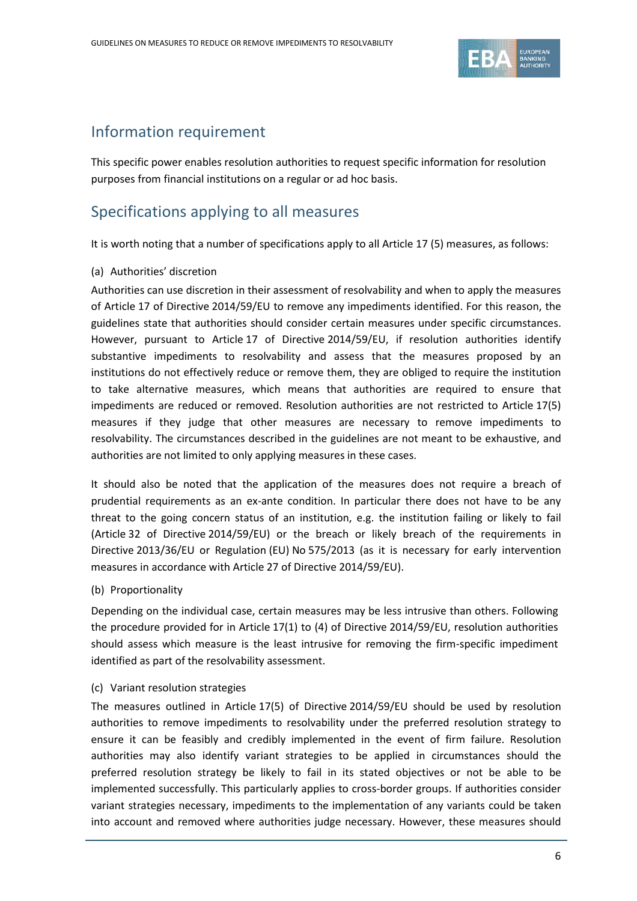## Information requirement

This specific power enables resolution authorities to request specific information for resolution purposes from financial institutions on a regular or ad hoc basis.

## Specifications applying to all measures

It is worth noting that a number of specifications apply to all Article 17 (5) measures, as follows:

(a) Authorities' discretion

Authorities can use discretion in their assessment of resolvability and when to apply the measures of Article 17 of Directive 2014/59/EU to remove any impediments identified. For this reason, the guidelines state that authorities should consider certain measures under specific circumstances. However, pursuant to Article 17 of Directive 2014/59/EU, if resolution authorities identify substantive impediments to resolvability and assess that the measures proposed by an institutions do not effectively reduce or remove them, they are obliged to require the institution to take alternative measures, which means that authorities are required to ensure that impediments are reduced or removed. Resolution authorities are not restricted to Article 17(5) measures if they judge that other measures are necessary to remove impediments to resolvability. The circumstances described in the guidelines are not meant to be exhaustive, and authorities are not limited to only applying measures in these cases.

It should also be noted that the application of the measures does not require a breach of prudential requirements as an ex-ante condition. In particular there does not have to be any threat to the going concern status of an institution, e.g. the institution failing or likely to fail (Article 32 of Directive 2014/59/EU) or the breach or likely breach of the requirements in Directive 2013/36/EU or Regulation (EU) No 575/2013 (as it is necessary for early intervention measures in accordance with Article 27 of Directive 2014/59/EU).

(b) Proportionality

Depending on the individual case, certain measures may be less intrusive than others. Following the procedure provided for in Article 17(1) to (4) of Directive 2014/59/EU, resolution authorities should assess which measure is the least intrusive for removing the firm-specific impediment identified as part of the resolvability assessment.

(c) Variant resolution strategies

The measures outlined in Article 17(5) of Directive 2014/59/EU should be used by resolution authorities to remove impediments to resolvability under the preferred resolution strategy to ensure it can be feasibly and credibly implemented in the event of firm failure. Resolution authorities may also identify variant strategies to be applied in circumstances should the preferred resolution strategy be likely to fail in its stated objectives or not be able to be implemented successfully. This particularly applies to cross-border groups. If authorities consider variant strategies necessary, impediments to the implementation of any variants could be taken into account and removed where authorities judge necessary. However, these measures should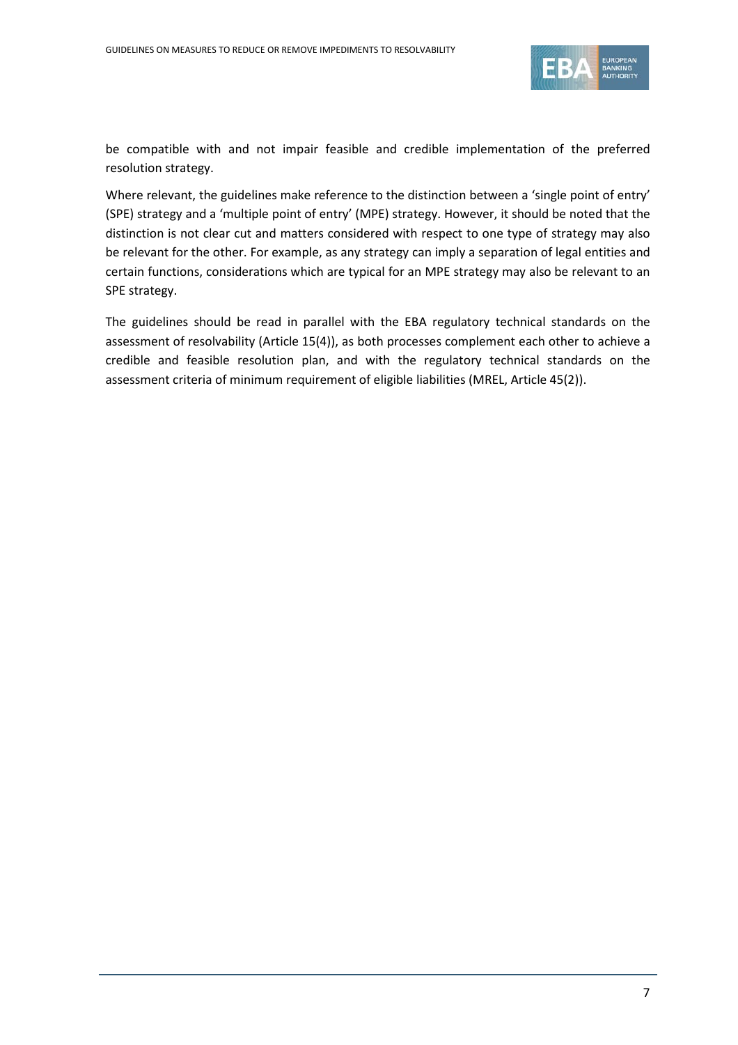be compatible with and not impair feasible and credible implementation of the preferred resolution strategy.

Where relevant, the guidelines make reference to the distinction between a 'single point of entry' (SPE) strategy and a 'multiple point of entry' (MPE) strategy. However, it should be noted that the distinction is not clear cut and matters considered with respect to one type of strategy may also be relevant for the other. For example, as any strategy can imply a separation of legal entities and certain functions, considerations which are typical for an MPE strategy may also be relevant to an SPE strategy.

The guidelines should be read in parallel with the EBA regulatory technical standards on the assessment of resolvability (Article 15(4)), as both processes complement each other to achieve a credible and feasible resolution plan, and with the regulatory technical standards on the assessment criteria of minimum requirement of eligible liabilities (MREL, Article 45(2)).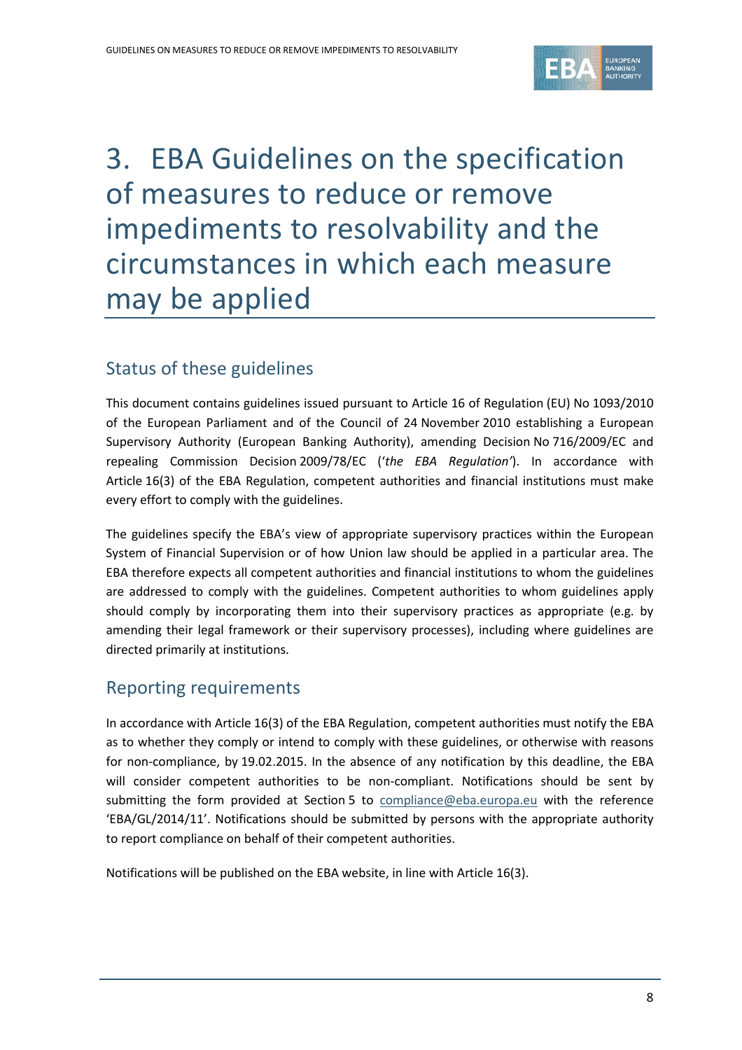# 3. EBA Guidelines on the specification of measures to reduce or remove impediments to resolvability and the circumstances in which each measure may be applied

## Status of these guidelines

This document contains guidelines issued pursuant to Article 16 of Regulation (EU) No 1093/2010 of the European Parliament and of the Council of 24 November 2010 establishing a European Supervisory Authority (European Banking Authority), amending Decision No 716/2009/EC and repealing Commission Decision 2009/78/EC (*'the EBA Regulation'*). In accordance with Article 16(3) of the EBA Regulation, competent authorities and financial institutions must make every effort to comply with the guidelines.

The guidelines specify the EBA's view of appropriate supervisory practices within the European System of Financial Supervision or of how Union law should be applied in a particular area. The EBA therefore expects all competent authorities and financial institutions to whom the guidelines are addressed to comply with the guidelines. Competent authorities to whom guidelines apply should comply by incorporating them into their supervisory practices as appropriate (e.g. by amending their legal framework or their supervisory processes), including where guidelines are directed primarily at institutions.

## Reporting requirements

In accordance with Article 16(3) of the EBA Regulation, competent authorities must notify the EBA as to whether they comply or intend to comply with these guidelines, or otherwise with reasons for non-compliance, by 19.02.2015. In the absence of any notification by this deadline, the EBA will consider competent authorities to be non-compliant. Notifications should be sent by submitting the form provided at Section 5 to compliance@eba.europa.eu with the reference 'EBA/GL/2014/11'. Notifications should be submitted by persons with the appropriate authority to report compliance on behalf of their competent authorities.

Notifications will be published on the EBA website, in line with Article 16(3).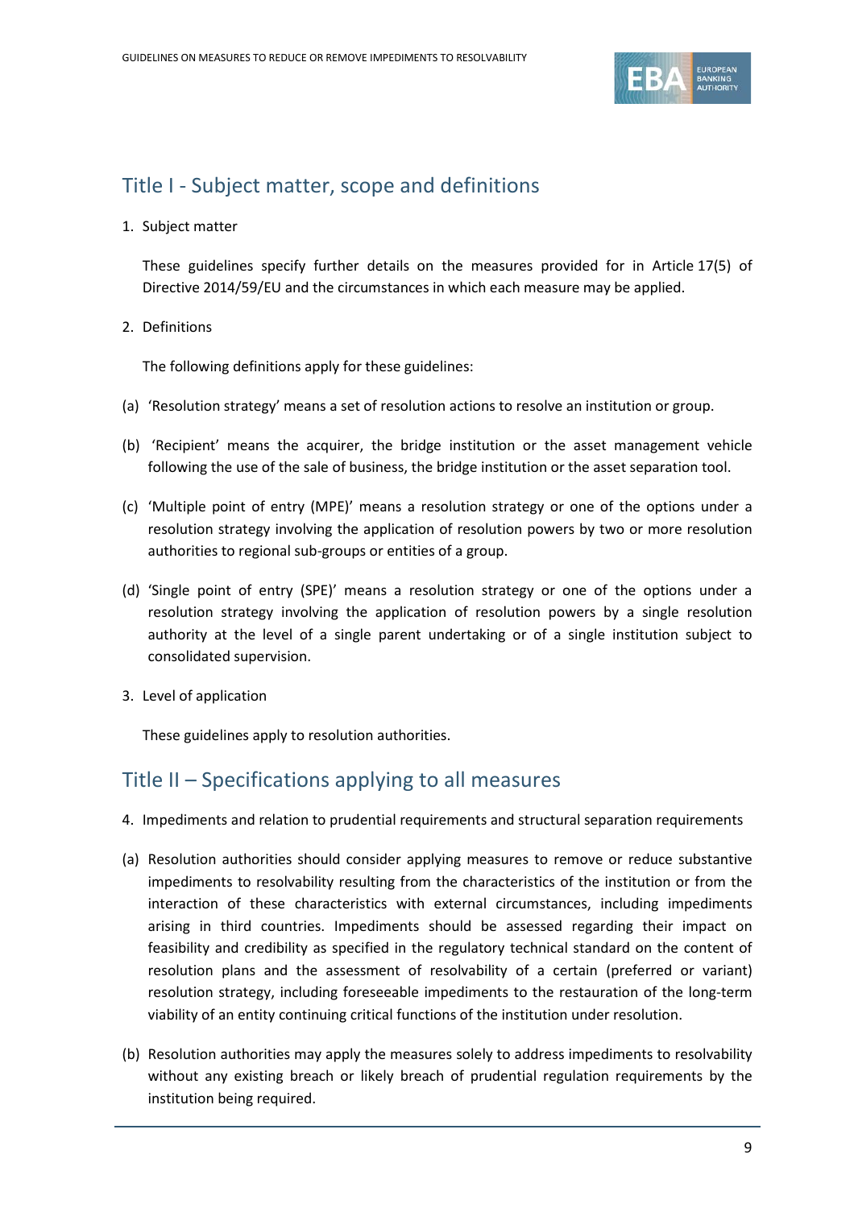# Title I - Subject matter, scope and definitions

1. Subject matter

These guidelines specify further details on the measures provided for in Article 17(5) of Directive 2014/59/EU and the circumstances in which each measure may be applied.

2. Definitions

The following definitions apply for these guidelines:

(a) 'Resolution strategy' means a set of resolution actions to resolve an institution or group.

(b) 'Recipient' means the acquirer, the bridge institution or the asset management vehicle following the use of the sale of business, the bridge institution or the asset separation tool.

(c) 'Multiple point of entry (MPE)' means a resolution strategy or one of the options under a resolution strategy involving the application of resolution powers by two or more resolution authorities to regional sub-groups or entities of a group.

(d) 'Single point of entry (SPE)' means a resolution strategy or one of the options under a resolution strategy involving the application of resolution powers by a single resolution authority at the level of a single parent undertaking or of a single institution subject to consolidated supervision.

3. Level of application

These guidelines apply to resolution authorities.

# Title II – Specifications applying to all measures

4. Impediments and relation to prudential requirements and structural separation requirements

(a) Resolution authorities should consider applying measures to remove or reduce substantive impediments to resolvability resulting from the characteristics of the institution or from the interaction of these characteristics with external circumstances, including impediments arising in third countries. Impediments should be assessed regarding their impact on feasibility and credibility as specified in the regulatory technical standard on the content of resolution plans and the assessment of resolvability of a certain (preferred or variant) resolution strategy, including foreseeable impediments to the restauration of the long-term viability of an entity continuing critical functions of the institution under resolution.

(b) Resolution authorities may apply the measures solely to address impediments to resolvability without any existing breach or likely breach of prudential regulation requirements by the institution being required.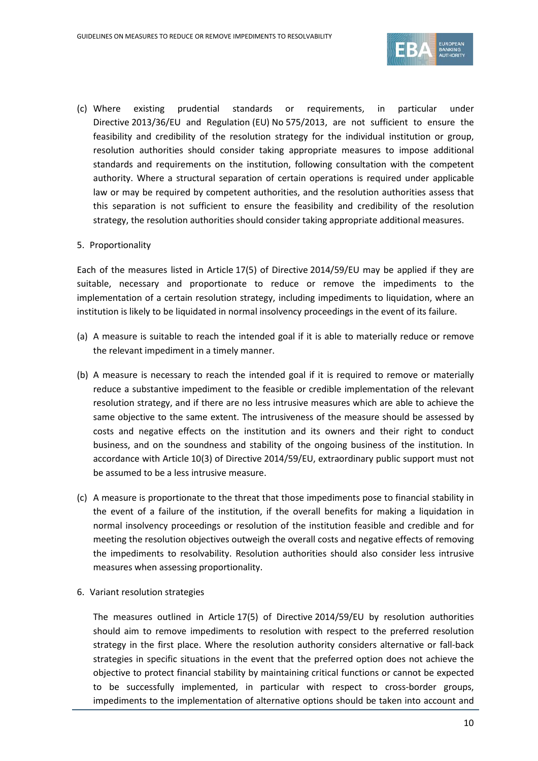(c) Where existing prudential standards or requirements, in particular under Directive 2013/36/EU and Regulation (EU) No 575/2013, are not sufficient to ensure the feasibility and credibility of the resolution strategy for the individual institution or group, resolution authorities should consider taking appropriate measures to impose additional standards and requirements on the institution, following consultation with the competent authority. Where a structural separation of certain operations is required under applicable law or may be required by competent authorities, and the resolution authorities assess that this separation is not sufficient to ensure the feasibility and credibility of the resolution strategy, the resolution authorities should consider taking appropriate additional measures.

5. Proportionality

Each of the measures listed in Article 17(5) of Directive 2014/59/EU may be applied if they are suitable, necessary and proportionate to reduce or remove the impediments to the implementation of a certain resolution strategy, including impediments to liquidation, where an institution is likely to be liquidated in normal insolvency proceedings in the event of its failure.

(a) A measure is suitable to reach the intended goal if it is able to materially reduce or remove the relevant impediment in a timely manner.

(b) A measure is necessary to reach the intended goal if it is required to remove or materially reduce a substantive impediment to the feasible or credible implementation of the relevant resolution strategy, and if there are no less intrusive measures which are able to achieve the same objective to the same extent. The intrusiveness of the measure should be assessed by costs and negative effects on the institution and its owners and their right to conduct business, and on the soundness and stability of the ongoing business of the institution. In accordance with Article 10(3) of Directive 2014/59/EU, extraordinary public support must not be assumed to be a less intrusive measure.

(c) A measure is proportionate to the threat that those impediments pose to financial stability in the event of a failure of the institution, if the overall benefits for making a liquidation in normal insolvency proceedings or resolution of the institution feasible and credible and for meeting the resolution objectives outweigh the overall costs and negative effects of removing the impediments to resolvability. Resolution authorities should also consider less intrusive measures when assessing proportionality.

6. Variant resolution strategies

The measures outlined in Article 17(5) of Directive 2014/59/EU by resolution authorities should aim to remove impediments to resolution with respect to the preferred resolution strategy in the first place. Where the resolution authority considers alternative or fall-back strategies in specific situations in the event that the preferred option does not achieve the objective to protect financial stability by maintaining critical functions or cannot be expected to be successfully implemented, in particular with respect to cross-border groups, impediments to the implementation of alternative options should be taken into account and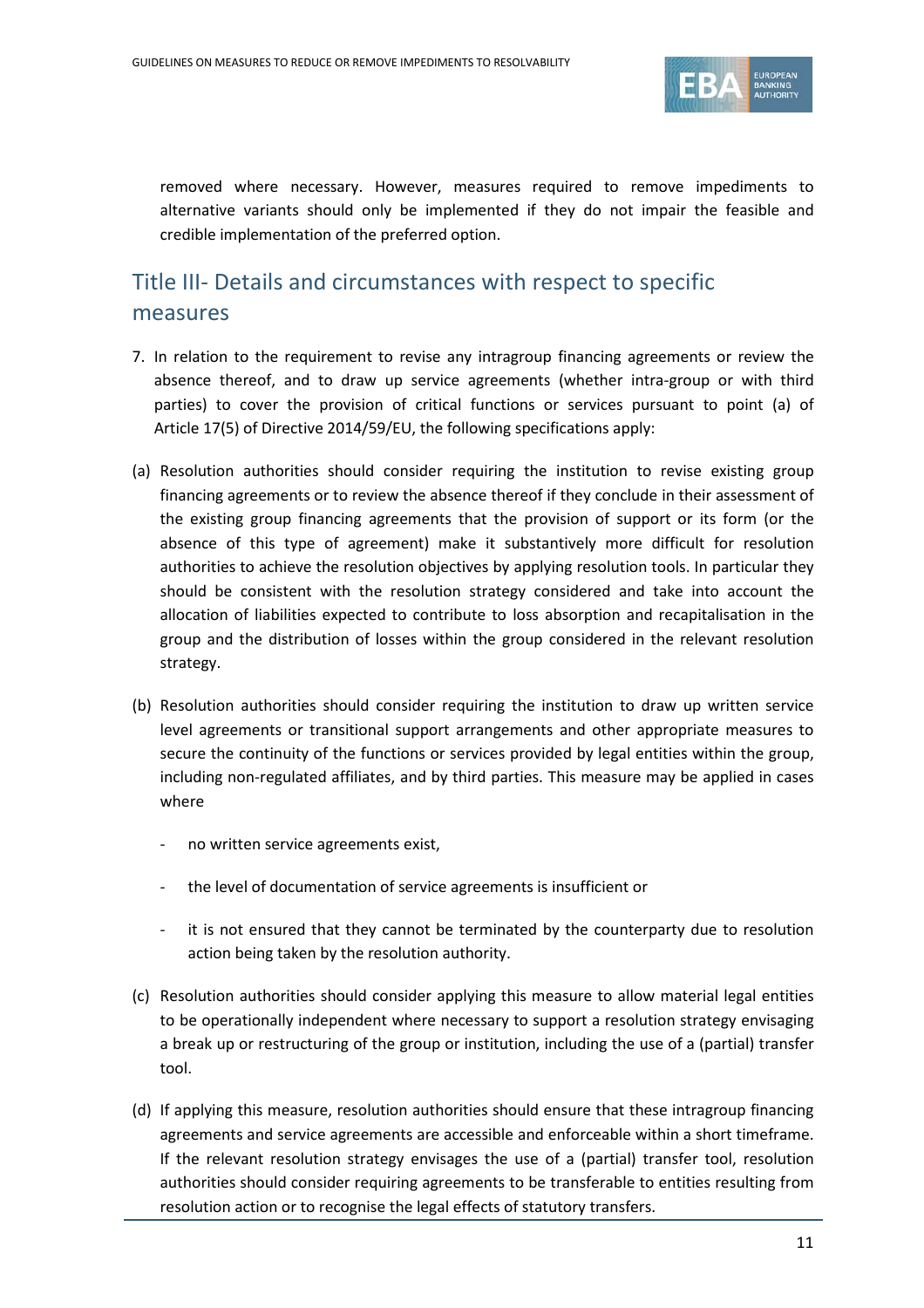removed where necessary. However, measures required to remove impediments to alternative variants should only be implemented if they do not impair the feasible and credible implementation of the preferred option.

## Title III- Details and circumstances with respect to specific measures

7. In relation to the requirement to revise any intragroup financing agreements or review the absence thereof, and to draw up service agreements (whether intra-group or with third parties) to cover the provision of critical functions or services pursuant to point (a) of Article 17(5) of Directive 2014/59/EU, the following specifications apply:

(a) Resolution authorities should consider requiring the institution to revise existing group financing agreements or to review the absence thereof if they conclude in their assessment of the existing group financing agreements that the provision of support or its form (or the absence of this type of agreement) make it substantively more difficult for resolution authorities to achieve the resolution objectives by applying resolution tools. In particular they should be consistent with the resolution strategy considered and take into account the allocation of liabilities expected to contribute to loss absorption and recapitalisation in the group and the distribution of losses within the group considered in the relevant resolution strategy.

(b) Resolution authorities should consider requiring the institution to draw up written service level agreements or transitional support arrangements and other appropriate measures to secure the continuity of the functions or services provided by legal entities within the group, including non-regulated affiliates, and by third parties. This measure may be applied in cases where

- no written service agreements exist,
- the level of documentation of service agreements is insufficient or
- it is not ensured that they cannot be terminated by the counterparty due to resolution action being taken by the resolution authority.

(c) Resolution authorities should consider applying this measure to allow material legal entities to be operationally independent where necessary to support a resolution strategy envisaging a break up or restructuring of the group or institution, including the use of a (partial) transfer tool.

(d) If applying this measure, resolution authorities should ensure that these intragroup financing agreements and service agreements are accessible and enforceable within a short timeframe. If the relevant resolution strategy envisages the use of a (partial) transfer tool, resolution authorities should consider requiring agreements to be transferable to entities resulting from resolution action or to recognise the legal effects of statutory transfers.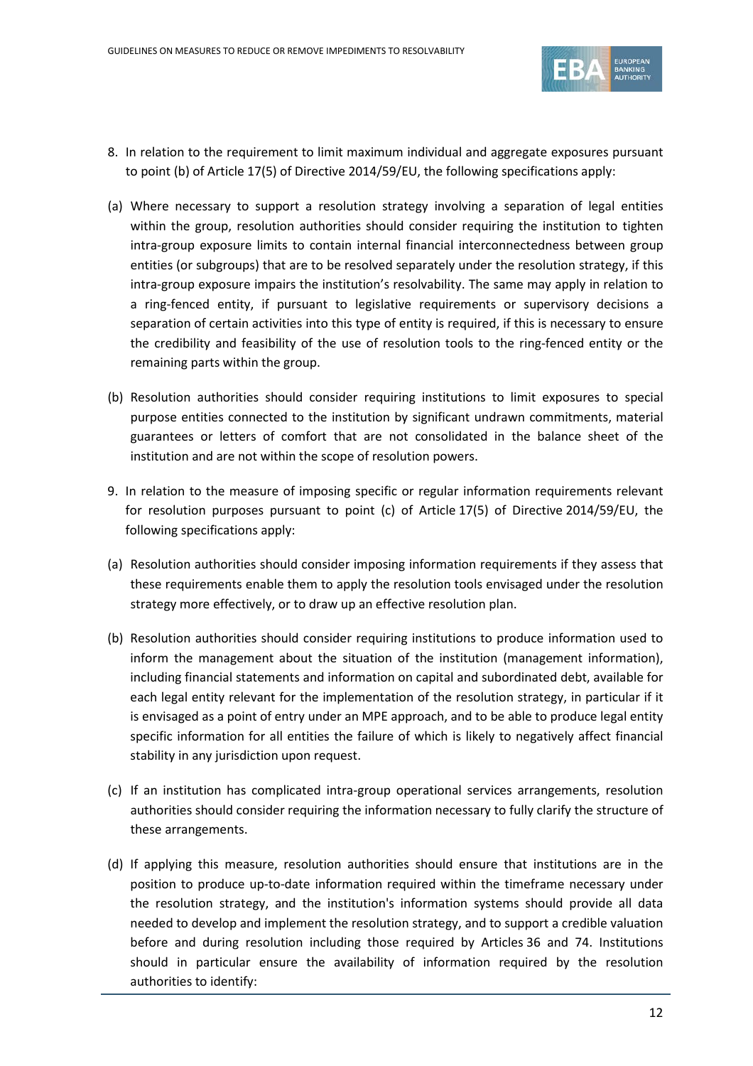8. In relation to the requirement to limit maximum individual and aggregate exposures pursuant to point (b) of Article 17(5) of Directive 2014/59/EU, the following specifications apply:

(a) Where necessary to support a resolution strategy involving a separation of legal entities within the group, resolution authorities should consider requiring the institution to tighten intra-group exposure limits to contain internal financial interconnectedness between group entities (or subgroups) that are to be resolved separately under the resolution strategy, if this intra-group exposure impairs the institution's resolvability. The same may apply in relation to a ring-fenced entity, if pursuant to legislative requirements or supervisory decisions a separation of certain activities into this type of entity is required, if this is necessary to ensure the credibility and feasibility of the use of resolution tools to the ring-fenced entity or the remaining parts within the group.

(b) Resolution authorities should consider requiring institutions to limit exposures to special purpose entities connected to the institution by significant undrawn commitments, material guarantees or letters of comfort that are not consolidated in the balance sheet of the institution and are not within the scope of resolution powers.

9. In relation to the measure of imposing specific or regular information requirements relevant for resolution purposes pursuant to point (c) of Article 17(5) of Directive 2014/59/EU, the following specifications apply:

(a) Resolution authorities should consider imposing information requirements if they assess that these requirements enable them to apply the resolution tools envisaged under the resolution strategy more effectively, or to draw up an effective resolution plan.

(b) Resolution authorities should consider requiring institutions to produce information used to inform the management about the situation of the institution (management information), including financial statements and information on capital and subordinated debt, available for each legal entity relevant for the implementation of the resolution strategy, in particular if it is envisaged as a point of entry under an MPE approach, and to be able to produce legal entity specific information for all entities the failure of which is likely to negatively affect financial stability in any jurisdiction upon request.

(c) If an institution has complicated intra-group operational services arrangements, resolution authorities should consider requiring the information necessary to fully clarify the structure of these arrangements.

(d) If applying this measure, resolution authorities should ensure that institutions are in the position to produce up-to-date information required within the timeframe necessary under the resolution strategy, and the institution's information systems should provide all data needed to develop and implement the resolution strategy, and to support a credible valuation before and during resolution including those required by Articles 36 and 74. Institutions should in particular ensure the availability of information required by the resolution authorities to identify: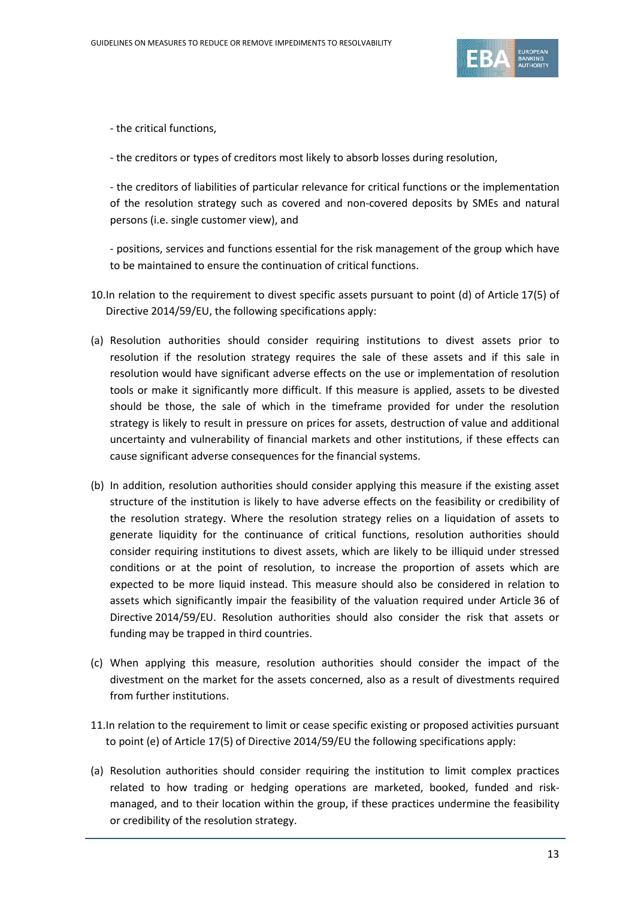- the critical functions,

- the creditors or types of creditors most likely to absorb losses during resolution,

- the creditors of liabilities of particular relevance for critical functions or the implementation of the resolution strategy such as covered and non-covered deposits by SMEs and natural persons (i.e. single customer view), and

- positions, services and functions essential for the risk management of the group which have to be maintained to ensure the continuation of critical functions.

10. In relation to the requirement to divest specific assets pursuant to point (d) of Article 17(5) of Directive 2014/59/EU, the following specifications apply:

(a) Resolution authorities should consider requiring institutions to divest assets prior to resolution if the resolution strategy requires the sale of these assets and if this sale in resolution would have significant adverse effects on the use or implementation of resolution tools or make it significantly more difficult. If this measure is applied, assets to be divested should be those, the sale of which in the timeframe provided for under the resolution strategy is likely to result in pressure on prices for assets, destruction of value and additional uncertainty and vulnerability of financial markets and other institutions, if these effects can cause significant adverse consequences for the financial systems.

(b) In addition, resolution authorities should consider applying this measure if the existing asset structure of the institution is likely to have adverse effects on the feasibility or credibility of the resolution strategy. Where the resolution strategy relies on a liquidation of assets to generate liquidity for the continuance of critical functions, resolution authorities should consider requiring institutions to divest assets, which are likely to be illiquid under stressed conditions or at the point of resolution, to increase the proportion of assets which are expected to be more liquid instead. This measure should also be considered in relation to assets which significantly impair the feasibility of the valuation required under Article 36 of Directive 2014/59/EU. Resolution authorities should also consider the risk that assets or funding may be trapped in third countries.

(c) When applying this measure, resolution authorities should consider the impact of the divestment on the market for the assets concerned, also as a result of divestments required from further institutions.

11. In relation to the requirement to limit or cease specific existing or proposed activities pursuant to point (e) of Article 17(5) of Directive 2014/59/EU the following specifications apply:

(a) Resolution authorities should consider requiring the institution to limit complex practices related to how trading or hedging operations are marketed, booked, funded and risk-managed, and to their location within the group, if these practices undermine the feasibility or credibility of the resolution strategy.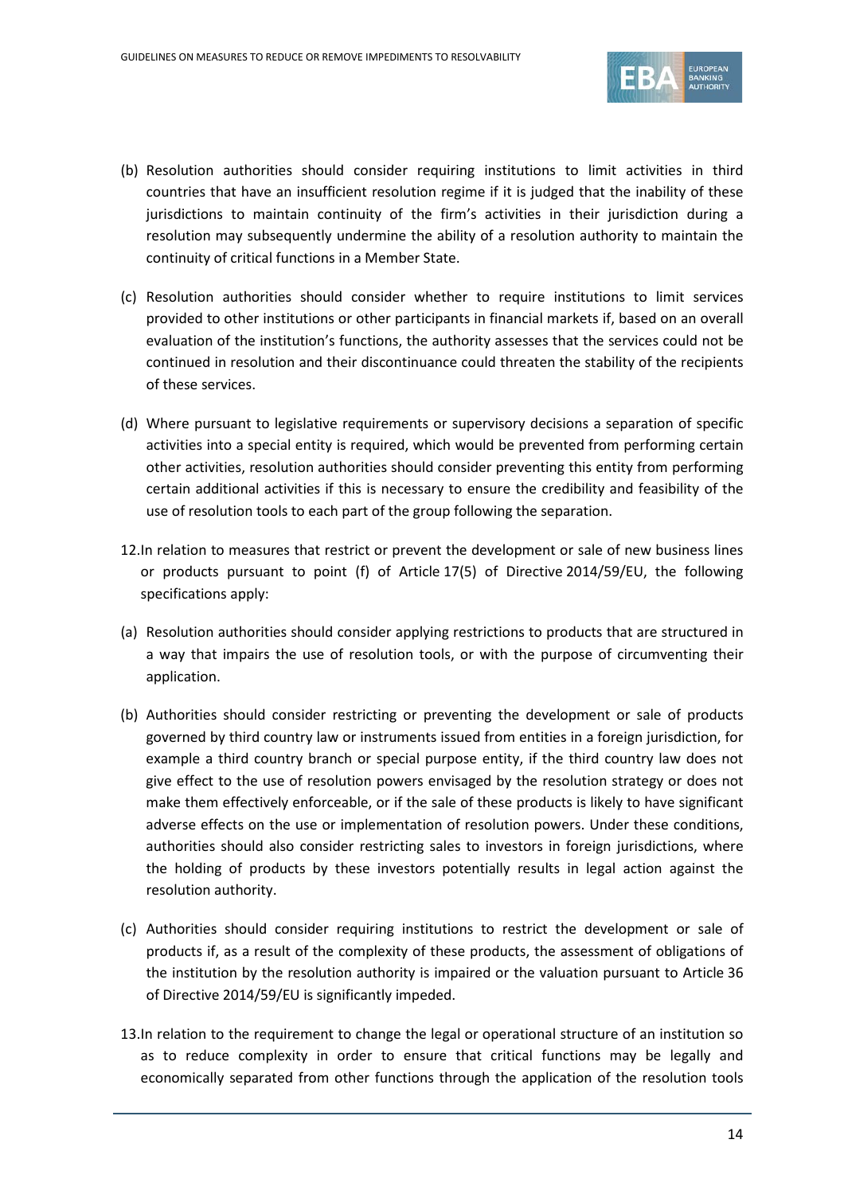(b) Resolution authorities should consider requiring institutions to limit activities in third countries that have an insufficient resolution regime if it is judged that the inability of these jurisdictions to maintain continuity of the firm's activities in their jurisdiction during a resolution may subsequently undermine the ability of a resolution authority to maintain the continuity of critical functions in a Member State.

(c) Resolution authorities should consider whether to require institutions to limit services provided to other institutions or other participants in financial markets if, based on an overall evaluation of the institution's functions, the authority assesses that the services could not be continued in resolution and their discontinuance could threaten the stability of the recipients of these services.

(d) Where pursuant to legislative requirements or supervisory decisions a separation of specific activities into a special entity is required, which would be prevented from performing certain other activities, resolution authorities should consider preventing this entity from performing certain additional activities if this is necessary to ensure the credibility and feasibility of the use of resolution tools to each part of the group following the separation.

12. In relation to measures that restrict or prevent the development or sale of new business lines or products pursuant to point (f) of Article 17(5) of Directive 2014/59/EU, the following specifications apply:

(a) Resolution authorities should consider applying restrictions to products that are structured in a way that impairs the use of resolution tools, or with the purpose of circumventing their application.

(b) Authorities should consider restricting or preventing the development or sale of products governed by third country law or instruments issued from entities in a foreign jurisdiction, for example a third country branch or special purpose entity, if the third country law does not give effect to the use of resolution powers envisaged by the resolution strategy or does not make them effectively enforceable, or if the sale of these products is likely to have significant adverse effects on the use or implementation of resolution powers. Under these conditions, authorities should also consider restricting sales to investors in foreign jurisdictions, where the holding of products by these investors potentially results in legal action against the resolution authority.

(c) Authorities should consider requiring institutions to restrict the development or sale of products if, as a result of the complexity of these products, the assessment of obligations of the institution by the resolution authority is impaired or the valuation pursuant to Article 36 of Directive 2014/59/EU is significantly impeded.

13. In relation to the requirement to change the legal or operational structure of an institution so as to reduce complexity in order to ensure that critical functions may be legally and economically separated from other functions through the application of the resolution tools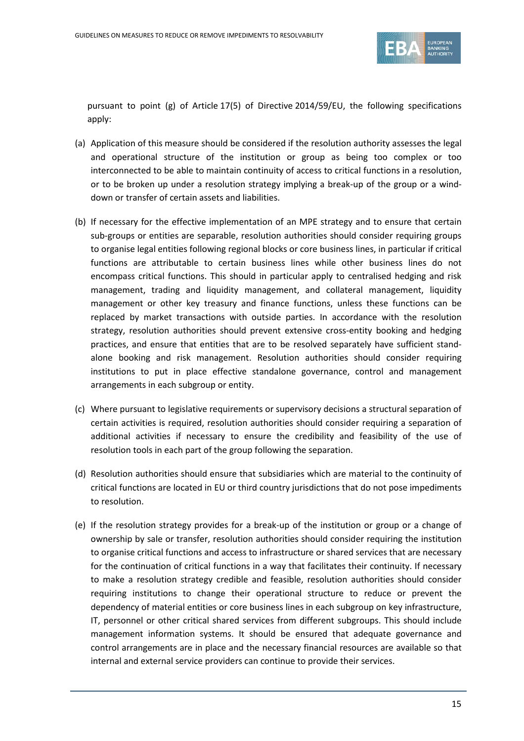pursuant to point (g) of Article 17(5) of Directive 2014/59/EU, the following specifications apply:

(a) Application of this measure should be considered if the resolution authority assesses the legal and operational structure of the institution or group as being too complex or too interconnected to be able to maintain continuity of access to critical functions in a resolution, or to be broken up under a resolution strategy implying a break-up of the group or a wind-down or transfer of certain assets and liabilities.

(b) If necessary for the effective implementation of an MPE strategy and to ensure that certain sub-groups or entities are separable, resolution authorities should consider requiring groups to organise legal entities following regional blocks or core business lines, in particular if critical functions are attributable to certain business lines while other business lines do not encompass critical functions. This should in particular apply to centralised hedging and risk management, trading and liquidity management, and collateral management, liquidity management or other key treasury and finance functions, unless these functions can be replaced by market transactions with outside parties. In accordance with the resolution strategy, resolution authorities should prevent extensive cross-entity booking and hedging practices, and ensure that entities that are to be resolved separately have sufficient stand-alone booking and risk management. Resolution authorities should consider requiring institutions to put in place effective standalone governance, control and management arrangements in each subgroup or entity.

(c) Where pursuant to legislative requirements or supervisory decisions a structural separation of certain activities is required, resolution authorities should consider requiring a separation of additional activities if necessary to ensure the credibility and feasibility of the use of resolution tools in each part of the group following the separation.

(d) Resolution authorities should ensure that subsidiaries which are material to the continuity of critical functions are located in EU or third country jurisdictions that do not pose impediments to resolution.

(e) If the resolution strategy provides for a break-up of the institution or group or a change of ownership by sale or transfer, resolution authorities should consider requiring the institution to organise critical functions and access to infrastructure or shared services that are necessary for the continuation of critical functions in a way that facilitates their continuity. If necessary to make a resolution strategy credible and feasible, resolution authorities should consider requiring institutions to change their operational structure to reduce or prevent the dependency of material entities or core business lines in each subgroup on key infrastructure, IT, personnel or other critical shared services from different subgroups. This should include management information systems. It should be ensured that adequate governance and control arrangements are in place and the necessary financial resources are available so that internal and external service providers can continue to provide their services.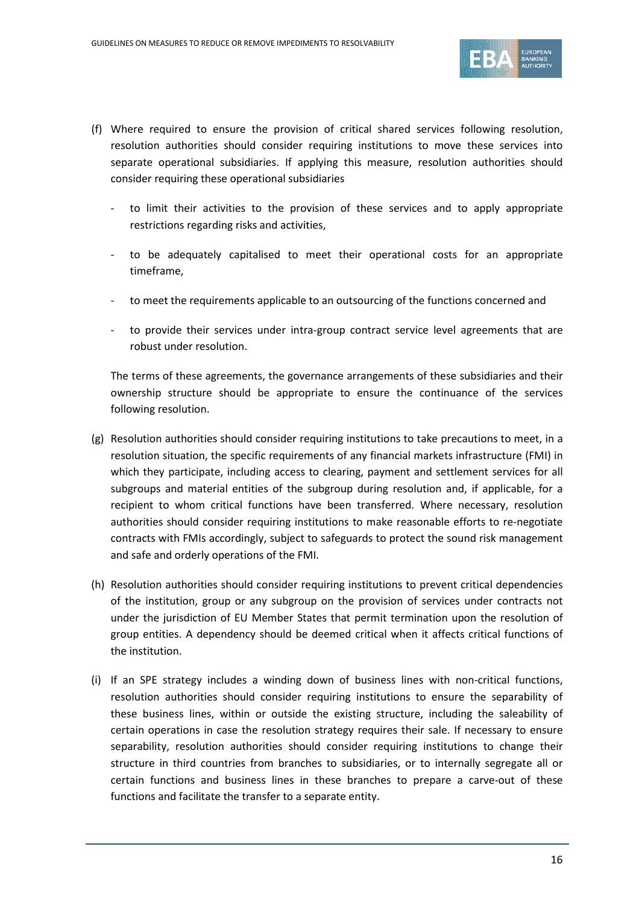(f) Where required to ensure the provision of critical shared services following resolution, resolution authorities should consider requiring institutions to move these services into separate operational subsidiaries. If applying this measure, resolution authorities should consider requiring these operational subsidiaries

- to limit their activities to the provision of these services and to apply appropriate restrictions regarding risks and activities,
- to be adequately capitalised to meet their operational costs for an appropriate timeframe,
- to meet the requirements applicable to an outsourcing of the functions concerned and
- to provide their services under intra-group contract service level agreements that are robust under resolution.

The terms of these agreements, the governance arrangements of these subsidiaries and their ownership structure should be appropriate to ensure the continuance of the services following resolution.

(g) Resolution authorities should consider requiring institutions to take precautions to meet, in a resolution situation, the specific requirements of any financial markets infrastructure (FMI) in which they participate, including access to clearing, payment and settlement services for all subgroups and material entities of the subgroup during resolution and, if applicable, for a recipient to whom critical functions have been transferred. Where necessary, resolution authorities should consider requiring institutions to make reasonable efforts to re-negotiate contracts with FMIs accordingly, subject to safeguards to protect the sound risk management and safe and orderly operations of the FMI.

(h) Resolution authorities should consider requiring institutions to prevent critical dependencies of the institution, group or any subgroup on the provision of services under contracts not under the jurisdiction of EU Member States that permit termination upon the resolution of group entities. A dependency should be deemed critical when it affects critical functions of the institution.

(i) If an SPE strategy includes a winding down of business lines with non-critical functions, resolution authorities should consider requiring institutions to ensure the separability of these business lines, within or outside the existing structure, including the saleability of certain operations in case the resolution strategy requires their sale. If necessary to ensure separability, resolution authorities should consider requiring institutions to change their structure in third countries from branches to subsidiaries, or to internally segregate all or certain functions and business lines in these branches to prepare a carve-out of these functions and facilitate the transfer to a separate entity.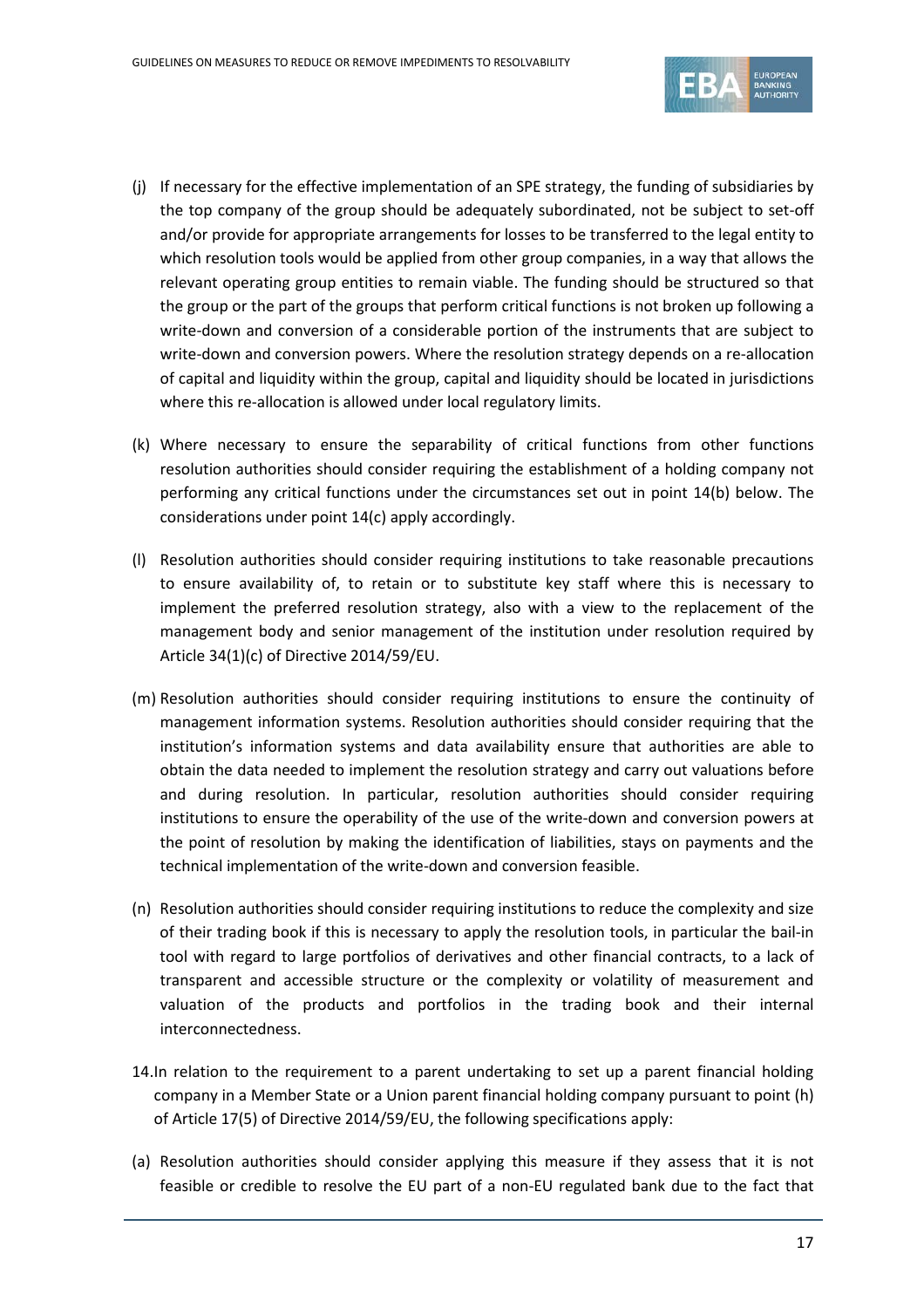(j) If necessary for the effective implementation of an SPE strategy, the funding of subsidiaries by the top company of the group should be adequately subordinated, not be subject to set-off and/or provide for appropriate arrangements for losses to be transferred to the legal entity to which resolution tools would be applied from other group companies, in a way that allows the relevant operating group entities to remain viable. The funding should be structured so that the group or the part of the groups that perform critical functions is not broken up following a write-down and conversion of a considerable portion of the instruments that are subject to write-down and conversion powers. Where the resolution strategy depends on a re-allocation of capital and liquidity within the group, capital and liquidity should be located in jurisdictions where this re-allocation is allowed under local regulatory limits.

(k) Where necessary to ensure the separability of critical functions from other functions resolution authorities should consider requiring the establishment of a holding company not performing any critical functions under the circumstances set out in point 14(b) below. The considerations under point 14(c) apply accordingly.

(l) Resolution authorities should consider requiring institutions to take reasonable precautions to ensure availability of, to retain or to substitute key staff where this is necessary to implement the preferred resolution strategy, also with a view to the replacement of the management body and senior management of the institution under resolution required by Article 34(1)(c) of Directive 2014/59/EU.

(m) Resolution authorities should consider requiring institutions to ensure the continuity of management information systems. Resolution authorities should consider requiring that the institution's information systems and data availability ensure that authorities are able to obtain the data needed to implement the resolution strategy and carry out valuations before and during resolution. In particular, resolution authorities should consider requiring institutions to ensure the operability of the use of the write-down and conversion powers at the point of resolution by making the identification of liabilities, stays on payments and the technical implementation of the write-down and conversion feasible.

(n) Resolution authorities should consider requiring institutions to reduce the complexity and size of their trading book if this is necessary to apply the resolution tools, in particular the bail-in tool with regard to large portfolios of derivatives and other financial contracts, to a lack of transparent and accessible structure or the complexity or volatility of measurement and valuation of the products and portfolios in the trading book and their internal interconnectedness.

14. In relation to the requirement to a parent undertaking to set up a parent financial holding company in a Member State or a Union parent financial holding company pursuant to point (h) of Article 17(5) of Directive 2014/59/EU, the following specifications apply:

(a) Resolution authorities should consider applying this measure if they assess that it is not feasible or credible to resolve the EU part of a non-EU regulated bank due to the fact that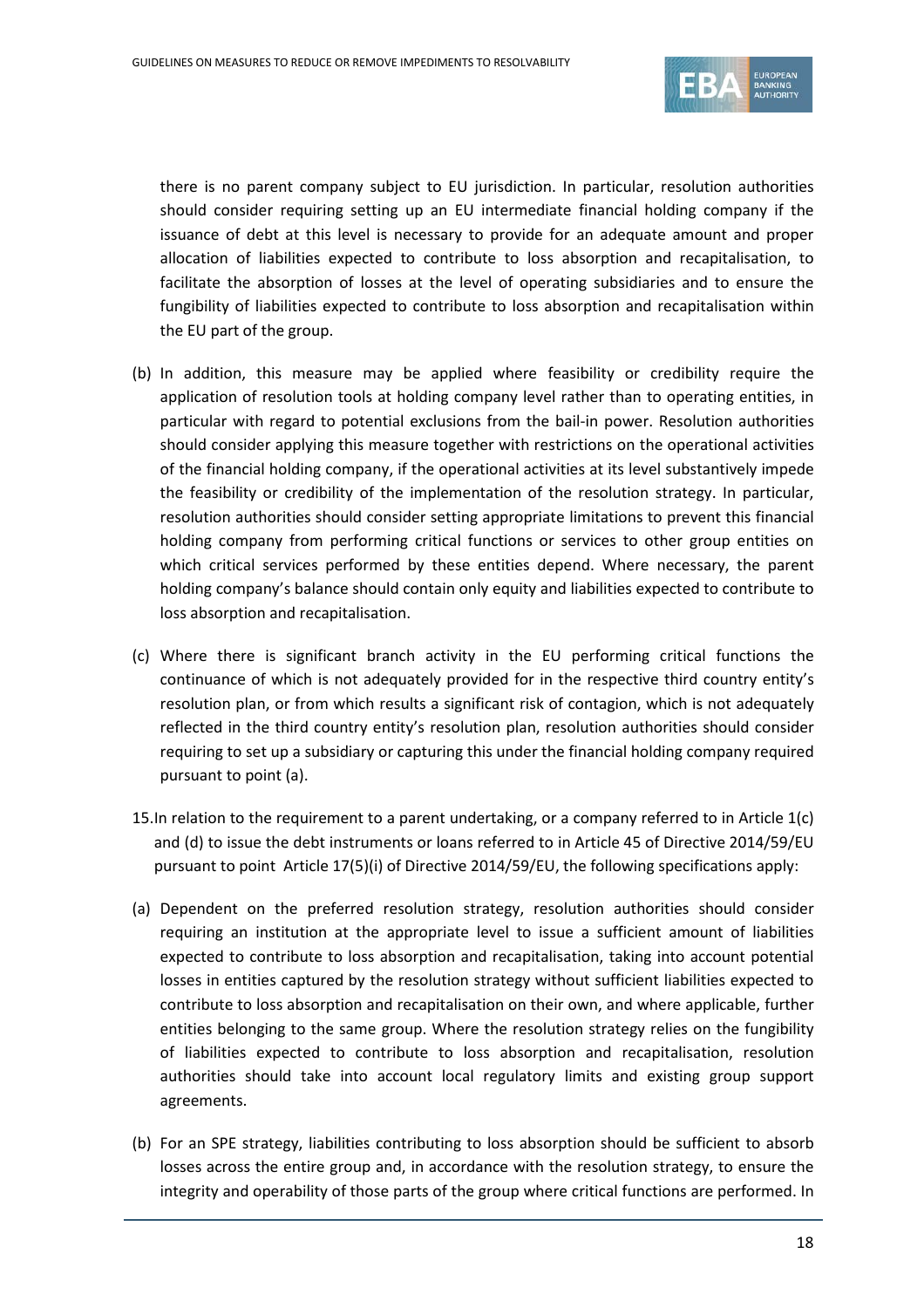there is no parent company subject to EU jurisdiction. In particular, resolution authorities should consider requiring setting up an EU intermediate financial holding company if the issuance of debt at this level is necessary to provide for an adequate amount and proper allocation of liabilities expected to contribute to loss absorption and recapitalisation, to facilitate the absorption of losses at the level of operating subsidiaries and to ensure the fungibility of liabilities expected to contribute to loss absorption and recapitalisation within the EU part of the group.

(b) In addition, this measure may be applied where feasibility or credibility require the application of resolution tools at holding company level rather than to operating entities, in particular with regard to potential exclusions from the bail-in power. Resolution authorities should consider applying this measure together with restrictions on the operational activities of the financial holding company, if the operational activities at its level substantively impede the feasibility or credibility of the implementation of the resolution strategy. In particular, resolution authorities should consider setting appropriate limitations to prevent this financial holding company from performing critical functions or services to other group entities on which critical services performed by these entities depend. Where necessary, the parent holding company's balance should contain only equity and liabilities expected to contribute to loss absorption and recapitalisation.

(c) Where there is significant branch activity in the EU performing critical functions the continuance of which is not adequately provided for in the respective third country entity's resolution plan, or from which results a significant risk of contagion, which is not adequately reflected in the third country entity's resolution plan, resolution authorities should consider requiring to set up a subsidiary or capturing this under the financial holding company required pursuant to point (a).

15. In relation to the requirement to a parent undertaking, or a company referred to in Article 1(c) and (d) to issue the debt instruments or loans referred to in Article 45 of Directive 2014/59/EU pursuant to point Article 17(5)(i) of Directive 2014/59/EU, the following specifications apply:

(a) Dependent on the preferred resolution strategy, resolution authorities should consider requiring an institution at the appropriate level to issue a sufficient amount of liabilities expected to contribute to loss absorption and recapitalisation, taking into account potential losses in entities captured by the resolution strategy without sufficient liabilities expected to contribute to loss absorption and recapitalisation on their own, and where applicable, further entities belonging to the same group. Where the resolution strategy relies on the fungibility of liabilities expected to contribute to loss absorption and recapitalisation, resolution authorities should take into account local regulatory limits and existing group support agreements.

(b) For an SPE strategy, liabilities contributing to loss absorption should be sufficient to absorb losses across the entire group and, in accordance with the resolution strategy, to ensure the integrity and operability of those parts of the group where critical functions are performed. In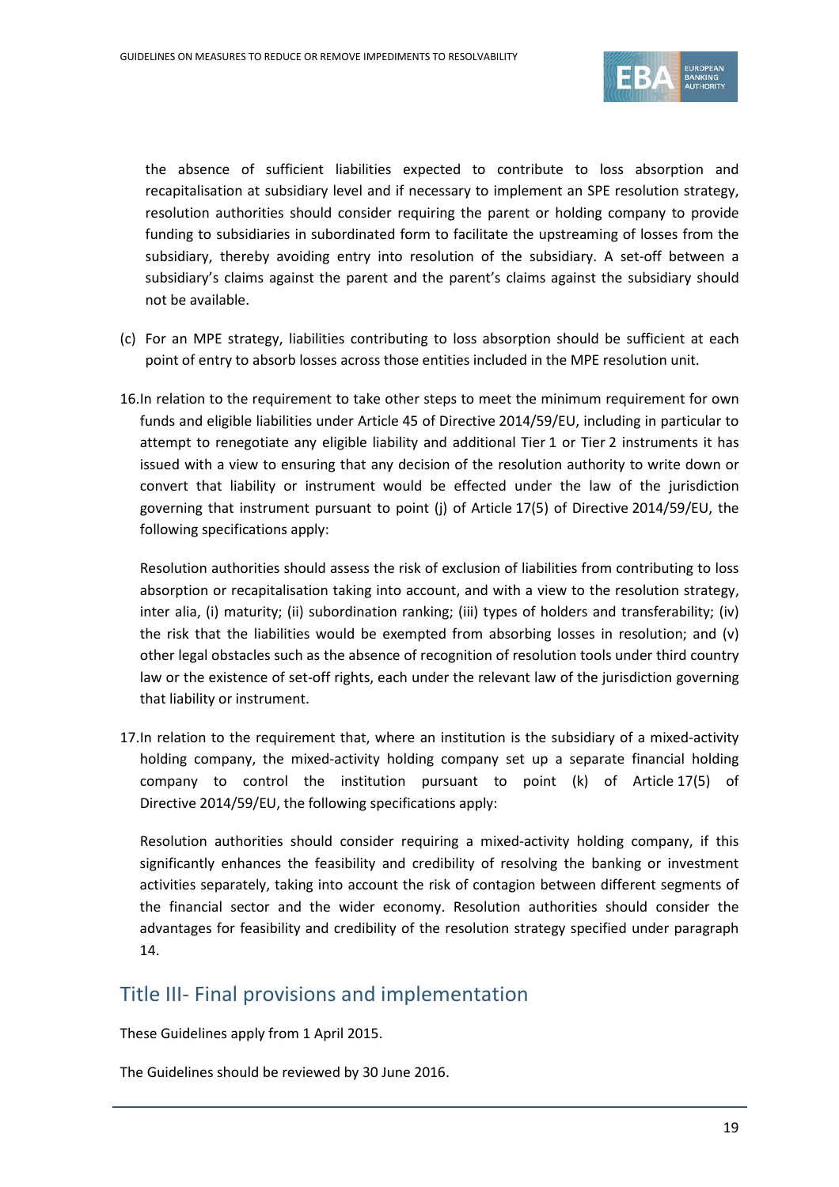the absence of sufficient liabilities expected to contribute to loss absorption and recapitalisation at subsidiary level and if necessary to implement an SPE resolution strategy, resolution authorities should consider requiring the parent or holding company to provide funding to subsidiaries in subordinated form to facilitate the upstreaming of losses from the subsidiary, thereby avoiding entry into resolution of the subsidiary. A set-off between a subsidiary's claims against the parent and the parent's claims against the subsidiary should not be available.

(c) For an MPE strategy, liabilities contributing to loss absorption should be sufficient at each point of entry to absorb losses across those entities included in the MPE resolution unit.

16. In relation to the requirement to take other steps to meet the minimum requirement for own funds and eligible liabilities under Article 45 of Directive 2014/59/EU, including in particular to attempt to renegotiate any eligible liability and additional Tier 1 or Tier 2 instruments it has issued with a view to ensuring that any decision of the resolution authority to write down or convert that liability or instrument would be effected under the law of the jurisdiction governing that instrument pursuant to point (j) of Article 17(5) of Directive 2014/59/EU, the following specifications apply:

    Resolution authorities should assess the risk of exclusion of liabilities from contributing to loss absorption or recapitalisation taking into account, and with a view to the resolution strategy, inter alia, (i) maturity; (ii) subordination ranking; (iii) types of holders and transferability; (iv) the risk that the liabilities would be exempted from absorbing losses in resolution; and (v) other legal obstacles such as the absence of recognition of resolution tools under third country law or the existence of set-off rights, each under the relevant law of the jurisdiction governing that liability or instrument.

17. In relation to the requirement that, where an institution is the subsidiary of a mixed-activity holding company, the mixed-activity holding company set up a separate financial holding company to control the institution pursuant to point (k) of Article 17(5) of Directive 2014/59/EU, the following specifications apply:

    Resolution authorities should consider requiring a mixed-activity holding company, if this significantly enhances the feasibility and credibility of resolving the banking or investment activities separately, taking into account the risk of contagion between different segments of the financial sector and the wider economy. Resolution authorities should consider the advantages for feasibility and credibility of the resolution strategy specified under paragraph 14.

## Title III- Final provisions and implementation

These Guidelines apply from 1 April 2015.

The Guidelines should be reviewed by 30 June 2016.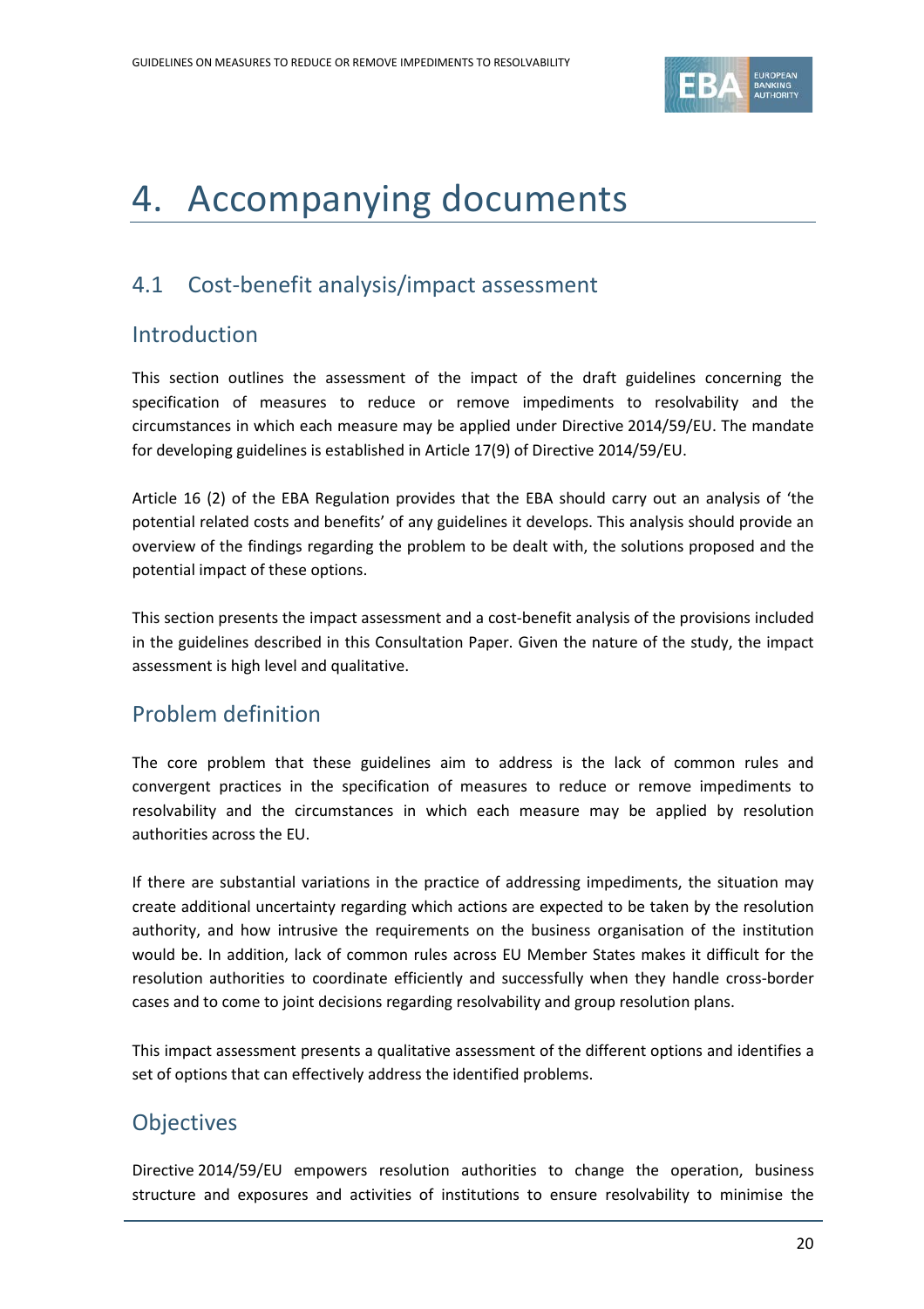# 4. Accompanying documents

## 4.1 Cost-benefit analysis/impact assessment

### Introduction

This section outlines the assessment of the impact of the draft guidelines concerning the specification of measures to reduce or remove impediments to resolvability and the circumstances in which each measure may be applied under Directive 2014/59/EU. The mandate for developing guidelines is established in Article 17(9) of Directive 2014/59/EU.

Article 16 (2) of the EBA Regulation provides that the EBA should carry out an analysis of 'the potential related costs and benefits' of any guidelines it develops. This analysis should provide an overview of the findings regarding the problem to be dealt with, the solutions proposed and the potential impact of these options.

This section presents the impact assessment and a cost-benefit analysis of the provisions included in the guidelines described in this Consultation Paper. Given the nature of the study, the impact assessment is high level and qualitative.

### Problem definition

The core problem that these guidelines aim to address is the lack of common rules and convergent practices in the specification of measures to reduce or remove impediments to resolvability and the circumstances in which each measure may be applied by resolution authorities across the EU.

If there are substantial variations in the practice of addressing impediments, the situation may create additional uncertainty regarding which actions are expected to be taken by the resolution authority, and how intrusive the requirements on the business organisation of the institution would be. In addition, lack of common rules across EU Member States makes it difficult for the resolution authorities to coordinate efficiently and successfully when they handle cross-border cases and to come to joint decisions regarding resolvability and group resolution plans.

This impact assessment presents a qualitative assessment of the different options and identifies a set of options that can effectively address the identified problems.

### Objectives

Directive 2014/59/EU empowers resolution authorities to change the operation, business structure and exposures and activities of institutions to ensure resolvability to minimise the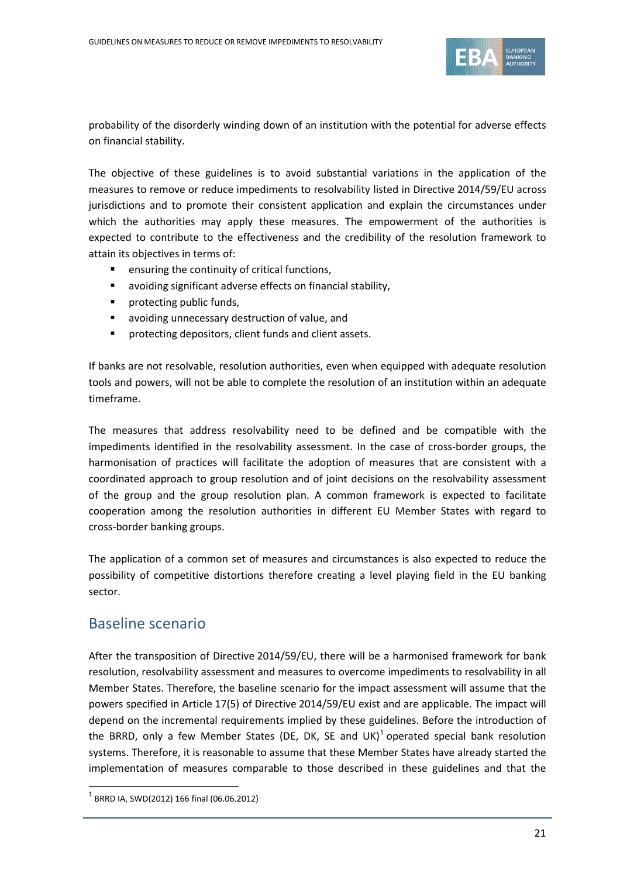probability of the disorderly winding down of an institution with the potential for adverse effects on financial stability.

The objective of these guidelines is to avoid substantial variations in the application of the measures to remove or reduce impediments to resolvability listed in Directive 2014/59/EU across jurisdictions and to promote their consistent application and explain the circumstances under which the authorities may apply these measures. The empowerment of the authorities is expected to contribute to the effectiveness and the credibility of the resolution framework to attain its objectives in terms of:

- ensuring the continuity of critical functions,
- avoiding significant adverse effects on financial stability,
- protecting public funds,
- avoiding unnecessary destruction of value, and
- protecting depositors, client funds and client assets.

If banks are not resolvable, resolution authorities, even when equipped with adequate resolution tools and powers, will not be able to complete the resolution of an institution within an adequate timeframe.

The measures that address resolvability need to be defined and be compatible with the impediments identified in the resolvability assessment. In the case of cross-border groups, the harmonisation of practices will facilitate the adoption of measures that are consistent with a coordinated approach to group resolution and of joint decisions on the resolvability assessment of the group and the group resolution plan. A common framework is expected to facilitate cooperation among the resolution authorities in different EU Member States with regard to cross-border banking groups.

The application of a common set of measures and circumstances is also expected to reduce the possibility of competitive distortions therefore creating a level playing field in the EU banking sector.

## Baseline scenario

After the transposition of Directive 2014/59/EU, there will be a harmonised framework for bank resolution, resolvability assessment and measures to overcome impediments to resolvability in all Member States. Therefore, the baseline scenario for the impact assessment will assume that the powers specified in Article 17(5) of Directive 2014/59/EU exist and are applicable. The impact will depend on the incremental requirements implied by these guidelines. Before the introduction of the BRRD, only a few Member States (DE, DK, SE and UK)[1] operated special bank resolution systems. Therefore, it is reasonable to assume that these Member States have already started the implementation of measures comparable to those described in these guidelines and that the

[1] BRRD IA, SWD(2012) 166 final (06.06.2012)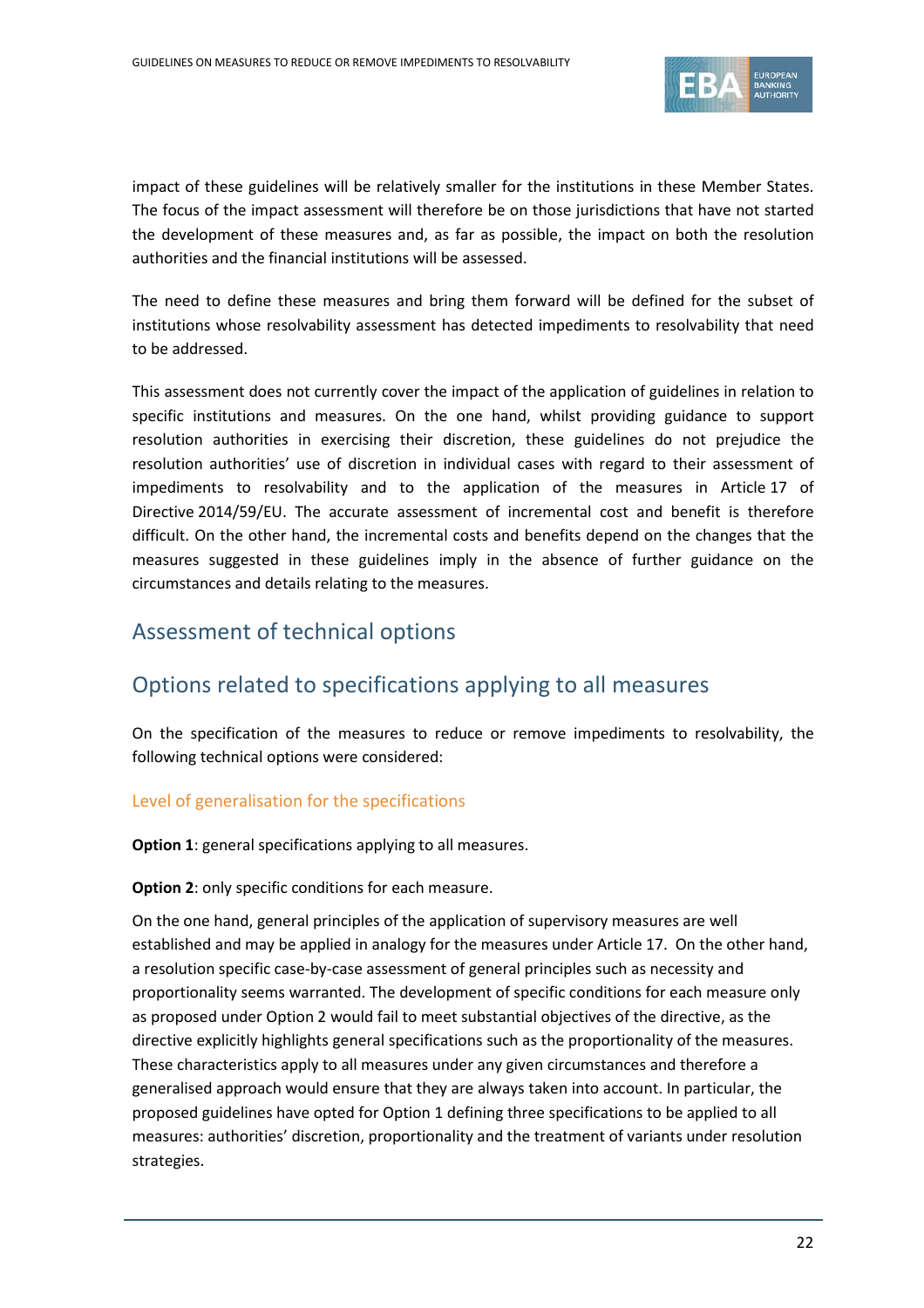impact of these guidelines will be relatively smaller for the institutions in these Member States. The focus of the impact assessment will therefore be on those jurisdictions that have not started the development of these measures and, as far as possible, the impact on both the resolution authorities and the financial institutions will be assessed.

The need to define these measures and bring them forward will be defined for the subset of institutions whose resolvability assessment has detected impediments to resolvability that need to be addressed.

This assessment does not currently cover the impact of the application of guidelines in relation to specific institutions and measures. On the one hand, whilst providing guidance to support resolution authorities in exercising their discretion, these guidelines do not prejudice the resolution authorities' use of discretion in individual cases with regard to their assessment of impediments to resolvability and to the application of the measures in Article 17 of Directive 2014/59/EU. The accurate assessment of incremental cost and benefit is therefore difficult. On the other hand, the incremental costs and benefits depend on the changes that the measures suggested in these guidelines imply in the absence of further guidance on the circumstances and details relating to the measures.

## Assessment of technical options

## Options related to specifications applying to all measures

On the specification of the measures to reduce or remove impediments to resolvability, the following technical options were considered:

### Level of generalisation for the specifications

**Option 1**: general specifications applying to all measures.

**Option 2**: only specific conditions for each measure.

On the one hand, general principles of the application of supervisory measures are well established and may be applied in analogy for the measures under Article 17. On the other hand, a resolution specific case-by-case assessment of general principles such as necessity and proportionality seems warranted. The development of specific conditions for each measure only as proposed under Option 2 would fail to meet substantial objectives of the directive, as the directive explicitly highlights general specifications such as the proportionality of the measures. These characteristics apply to all measures under any given circumstances and therefore a generalised approach would ensure that they are always taken into account. In particular, the proposed guidelines have opted for Option 1 defining three specifications to be applied to all measures: authorities' discretion, proportionality and the treatment of variants under resolution strategies.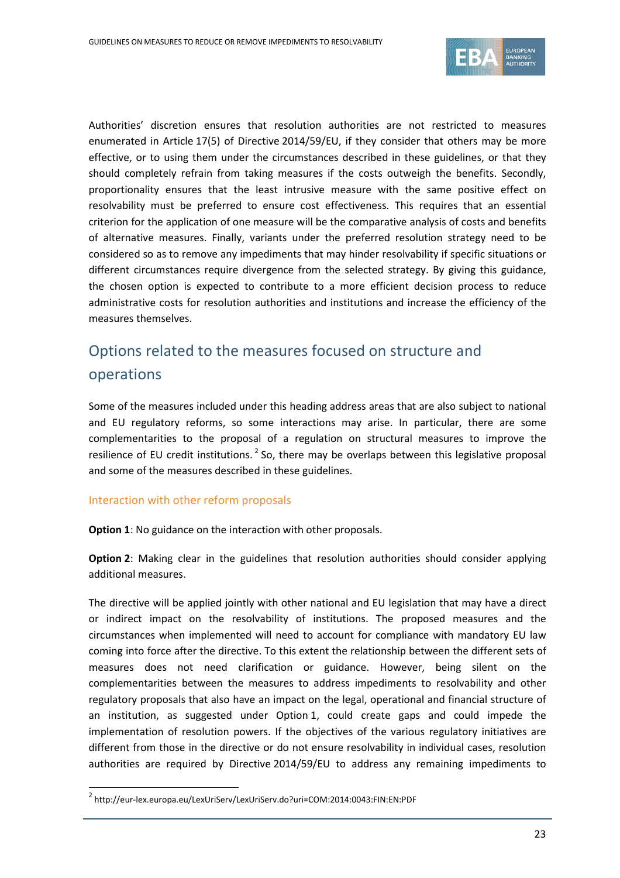Authorities' discretion ensures that resolution authorities are not restricted to measures enumerated in Article 17(5) of Directive 2014/59/EU, if they consider that others may be more effective, or to using them under the circumstances described in these guidelines, or that they should completely refrain from taking measures if the costs outweigh the benefits. Secondly, proportionality ensures that the least intrusive measure with the same positive effect on resolvability must be preferred to ensure cost effectiveness. This requires that an essential criterion for the application of one measure will be the comparative analysis of costs and benefits of alternative measures. Finally, variants under the preferred resolution strategy need to be considered so as to remove any impediments that may hinder resolvability if specific situations or different circumstances require divergence from the selected strategy. By giving this guidance, the chosen option is expected to contribute to a more efficient decision process to reduce administrative costs for resolution authorities and institutions and increase the efficiency of the measures themselves.

## Options related to the measures focused on structure and operations

Some of the measures included under this heading address areas that are also subject to national and EU regulatory reforms, so some interactions may arise. In particular, there are some complementarities to the proposal of a regulation on structural measures to improve the resilience of EU credit institutions. [2] So, there may be overlaps between this legislative proposal and some of the measures described in these guidelines.

### Interaction with other reform proposals

**Option 1**: No guidance on the interaction with other proposals.

**Option 2**: Making clear in the guidelines that resolution authorities should consider applying additional measures.

The directive will be applied jointly with other national and EU legislation that may have a direct or indirect impact on the resolvability of institutions. The proposed measures and the circumstances when implemented will need to account for compliance with mandatory EU law coming into force after the directive. To this extent the relationship between the different sets of measures does not need clarification or guidance. However, being silent on the complementarities between the measures to address impediments to resolvability and other regulatory proposals that also have an impact on the legal, operational and financial structure of an institution, as suggested under Option 1, could create gaps and could impede the implementation of resolution powers. If the objectives of the various regulatory initiatives are different from those in the directive or do not ensure resolvability in individual cases, resolution authorities are required by Directive 2014/59/EU to address any remaining impediments to

[2] http://eur-lex.europa.eu/LexUriServ/LexUriServ.do?uri=COM:2014:0043:FIN:EN:PDF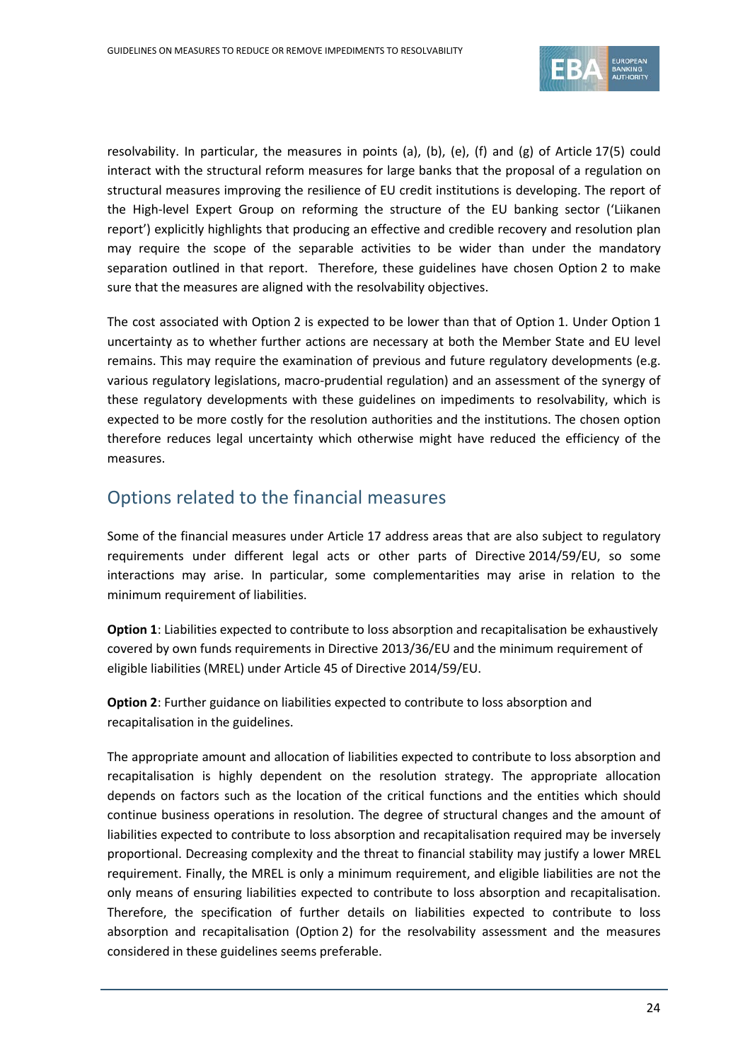resolvability. In particular, the measures in points (a), (b), (e), (f) and (g) of Article 17(5) could interact with the structural reform measures for large banks that the proposal of a regulation on structural measures improving the resilience of EU credit institutions is developing. The report of the High-level Expert Group on reforming the structure of the EU banking sector ('Liikanen report') explicitly highlights that producing an effective and credible recovery and resolution plan may require the scope of the separable activities to be wider than under the mandatory separation outlined in that report. Therefore, these guidelines have chosen Option 2 to make sure that the measures are aligned with the resolvability objectives.

The cost associated with Option 2 is expected to be lower than that of Option 1. Under Option 1 uncertainty as to whether further actions are necessary at both the Member State and EU level remains. This may require the examination of previous and future regulatory developments (e.g. various regulatory legislations, macro-prudential regulation) and an assessment of the synergy of these regulatory developments with these guidelines on impediments to resolvability, which is expected to be more costly for the resolution authorities and the institutions. The chosen option therefore reduces legal uncertainty which otherwise might have reduced the efficiency of the measures.

## Options related to the financial measures

Some of the financial measures under Article 17 address areas that are also subject to regulatory requirements under different legal acts or other parts of Directive 2014/59/EU, so some interactions may arise. In particular, some complementarities may arise in relation to the minimum requirement of liabilities.

**Option 1**: Liabilities expected to contribute to loss absorption and recapitalisation be exhaustively covered by own funds requirements in Directive 2013/36/EU and the minimum requirement of eligible liabilities (MREL) under Article 45 of Directive 2014/59/EU.

**Option 2**: Further guidance on liabilities expected to contribute to loss absorption and recapitalisation in the guidelines.

The appropriate amount and allocation of liabilities expected to contribute to loss absorption and recapitalisation is highly dependent on the resolution strategy. The appropriate allocation depends on factors such as the location of the critical functions and the entities which should continue business operations in resolution. The degree of structural changes and the amount of liabilities expected to contribute to loss absorption and recapitalisation required may be inversely proportional. Decreasing complexity and the threat to financial stability may justify a lower MREL requirement. Finally, the MREL is only a minimum requirement, and eligible liabilities are not the only means of ensuring liabilities expected to contribute to loss absorption and recapitalisation. Therefore, the specification of further details on liabilities expected to contribute to loss absorption and recapitalisation (Option 2) for the resolvability assessment and the measures considered in these guidelines seems preferable.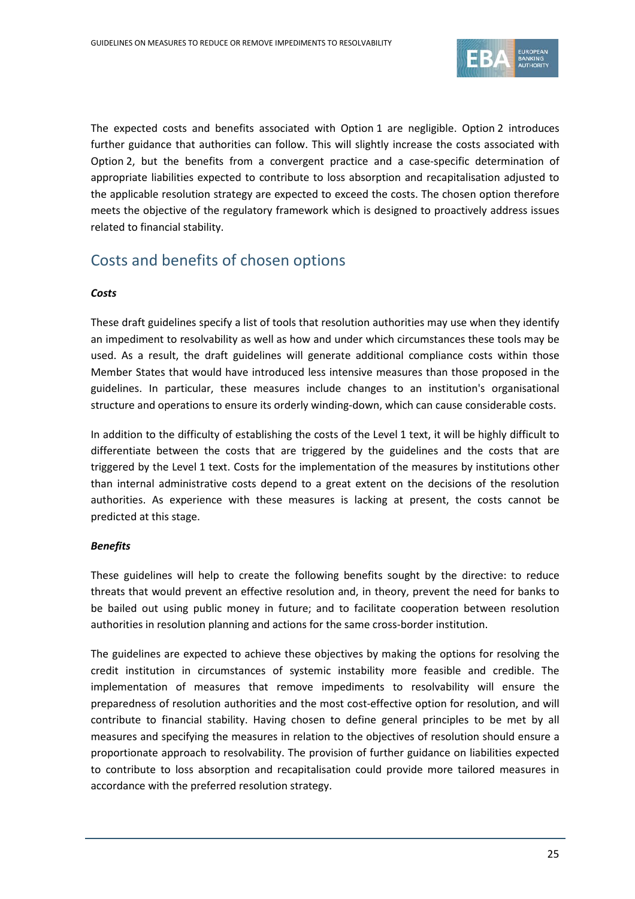The expected costs and benefits associated with Option 1 are negligible. Option 2 introduces further guidance that authorities can follow. This will slightly increase the costs associated with Option 2, but the benefits from a convergent practice and a case-specific determination of appropriate liabilities expected to contribute to loss absorption and recapitalisation adjusted to the applicable resolution strategy are expected to exceed the costs. The chosen option therefore meets the objective of the regulatory framework which is designed to proactively address issues related to financial stability.

## Costs and benefits of chosen options

***Costs***

These draft guidelines specify a list of tools that resolution authorities may use when they identify an impediment to resolvability as well as how and under which circumstances these tools may be used. As a result, the draft guidelines will generate additional compliance costs within those Member States that would have introduced less intensive measures than those proposed in the guidelines. In particular, these measures include changes to an institution's organisational structure and operations to ensure its orderly winding-down, which can cause considerable costs.

In addition to the difficulty of establishing the costs of the Level 1 text, it will be highly difficult to differentiate between the costs that are triggered by the guidelines and the costs that are triggered by the Level 1 text. Costs for the implementation of the measures by institutions other than internal administrative costs depend to a great extent on the decisions of the resolution authorities. As experience with these measures is lacking at present, the costs cannot be predicted at this stage.

***Benefits***

These guidelines will help to create the following benefits sought by the directive: to reduce threats that would prevent an effective resolution and, in theory, prevent the need for banks to be bailed out using public money in future; and to facilitate cooperation between resolution authorities in resolution planning and actions for the same cross-border institution.

The guidelines are expected to achieve these objectives by making the options for resolving the credit institution in circumstances of systemic instability more feasible and credible. The implementation of measures that remove impediments to resolvability will ensure the preparedness of resolution authorities and the most cost-effective option for resolution, and will contribute to financial stability. Having chosen to define general principles to be met by all measures and specifying the measures in relation to the objectives of resolution should ensure a proportionate approach to resolvability. The provision of further guidance on liabilities expected to contribute to loss absorption and recapitalisation could provide more tailored measures in accordance with the preferred resolution strategy.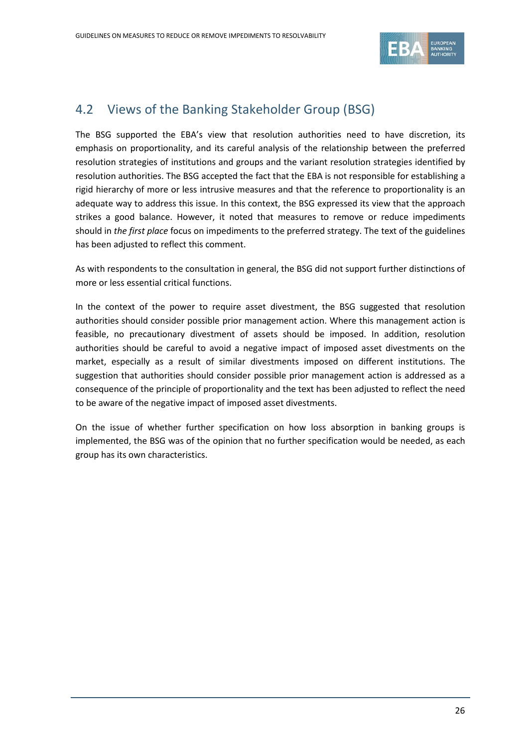## 4.2 Views of the Banking Stakeholder Group (BSG)

The BSG supported the EBA's view that resolution authorities need to have discretion, its emphasis on proportionality, and its careful analysis of the relationship between the preferred resolution strategies of institutions and groups and the variant resolution strategies identified by resolution authorities. The BSG accepted the fact that the EBA is not responsible for establishing a rigid hierarchy of more or less intrusive measures and that the reference to proportionality is an adequate way to address this issue. In this context, the BSG expressed its view that the approach strikes a good balance. However, it noted that measures to remove or reduce impediments should in *the first place* focus on impediments to the preferred strategy. The text of the guidelines has been adjusted to reflect this comment.

As with respondents to the consultation in general, the BSG did not support further distinctions of more or less essential critical functions.

In the context of the power to require asset divestment, the BSG suggested that resolution authorities should consider possible prior management action. Where this management action is feasible, no precautionary divestment of assets should be imposed. In addition, resolution authorities should be careful to avoid a negative impact of imposed asset divestments on the market, especially as a result of similar divestments imposed on different institutions. The suggestion that authorities should consider possible prior management action is addressed as a consequence of the principle of proportionality and the text has been adjusted to reflect the need to be aware of the negative impact of imposed asset divestments.

On the issue of whether further specification on how loss absorption in banking groups is implemented, the BSG was of the opinion that no further specification would be needed, as each group has its own characteristics.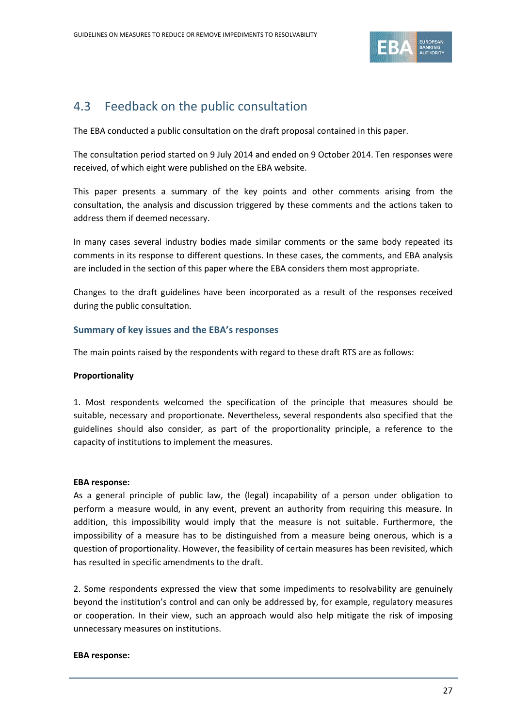## 4.3 Feedback on the public consultation

The EBA conducted a public consultation on the draft proposal contained in this paper.

The consultation period started on 9 July 2014 and ended on 9 October 2014. Ten responses were received, of which eight were published on the EBA website.

This paper presents a summary of the key points and other comments arising from the consultation, the analysis and discussion triggered by these comments and the actions taken to address them if deemed necessary.

In many cases several industry bodies made similar comments or the same body repeated its comments in its response to different questions. In these cases, the comments, and EBA analysis are included in the section of this paper where the EBA considers them most appropriate.

Changes to the draft guidelines have been incorporated as a result of the responses received during the public consultation.

### Summary of key issues and the EBA's responses

The main points raised by the respondents with regard to these draft RTS are as follows:

**Proportionality**

1. Most respondents welcomed the specification of the principle that measures should be suitable, necessary and proportionate. Nevertheless, several respondents also specified that the guidelines should also consider, as part of the proportionality principle, a reference to the capacity of institutions to implement the measures.

**EBA response:**
As a general principle of public law, the (legal) incapability of a person under obligation to perform a measure would, in any event, prevent an authority from requiring this measure. In addition, this impossibility would imply that the measure is not suitable. Furthermore, the impossibility of a measure has to be distinguished from a measure being onerous, which is a question of proportionality. However, the feasibility of certain measures has been revisited, which has resulted in specific amendments to the draft.

2. Some respondents expressed the view that some impediments to resolvability are genuinely beyond the institution's control and can only be addressed by, for example, regulatory measures or cooperation. In their view, such an approach would also help mitigate the risk of imposing unnecessary measures on institutions.

**EBA response:**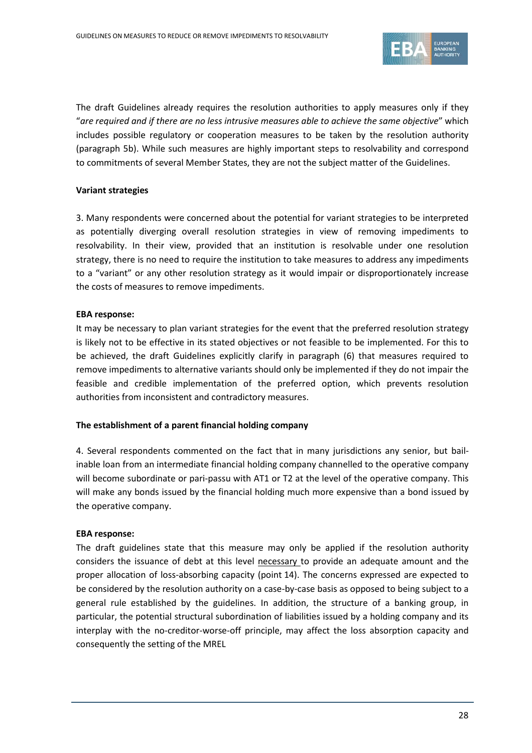The draft Guidelines already requires the resolution authorities to apply measures only if they "*are required and if there are no less intrusive measures able to achieve the same objective*" which includes possible regulatory or cooperation measures to be taken by the resolution authority (paragraph 5b). While such measures are highly important steps to resolvability and correspond to commitments of several Member States, they are not the subject matter of the Guidelines.

**Variant strategies**

3. Many respondents were concerned about the potential for variant strategies to be interpreted as potentially diverging overall resolution strategies in view of removing impediments to resolvability. In their view, provided that an institution is resolvable under one resolution strategy, there is no need to require the institution to take measures to address any impediments to a "variant" or any other resolution strategy as it would impair or disproportionately increase the costs of measures to remove impediments.

**EBA response:**

It may be necessary to plan variant strategies for the event that the preferred resolution strategy is likely not to be effective in its stated objectives or not feasible to be implemented. For this to be achieved, the draft Guidelines explicitly clarify in paragraph (6) that measures required to remove impediments to alternative variants should only be implemented if they do not impair the feasible and credible implementation of the preferred option, which prevents resolution authorities from inconsistent and contradictory measures.

**The establishment of a parent financial holding company**

4. Several respondents commented on the fact that in many jurisdictions any senior, but bail-inable loan from an intermediate financial holding company channelled to the operative company will become subordinate or pari-passu with AT1 or T2 at the level of the operative company. This will make any bonds issued by the financial holding much more expensive than a bond issued by the operative company.

**EBA response:**

The draft guidelines state that this measure may only be applied if the resolution authority considers the issuance of debt at this level necessary to provide an adequate amount and the proper allocation of loss-absorbing capacity (point 14). The concerns expressed are expected to be considered by the resolution authority on a case-by-case basis as opposed to being subject to a general rule established by the guidelines. In addition, the structure of a banking group, in particular, the potential structural subordination of liabilities issued by a holding company and its interplay with the no-creditor-worse-off principle, may affect the loss absorption capacity and consequently the setting of the MREL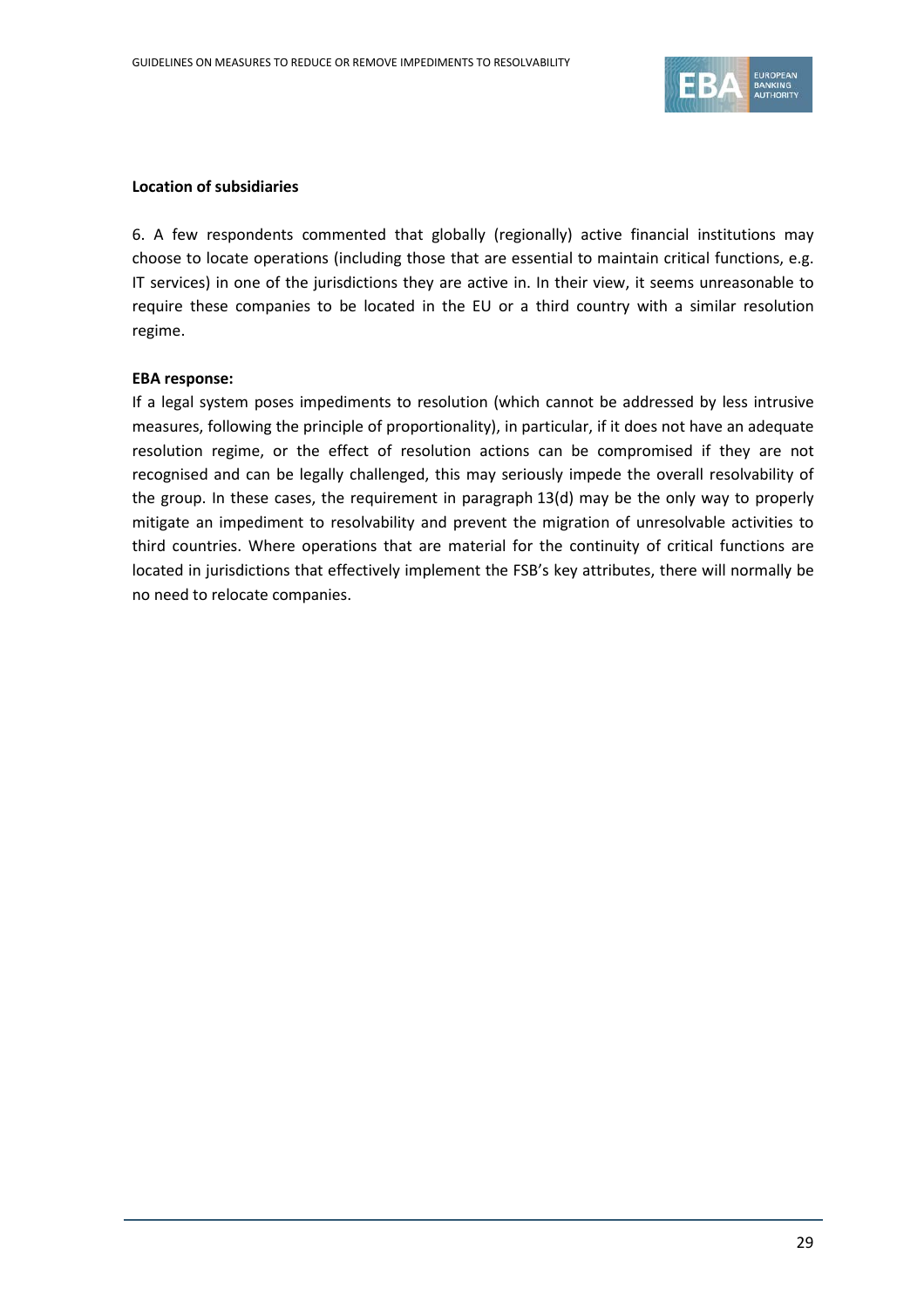**Location of subsidiaries**

6. A few respondents commented that globally (regionally) active financial institutions may choose to locate operations (including those that are essential to maintain critical functions, e.g. IT services) in one of the jurisdictions they are active in. In their view, it seems unreasonable to require these companies to be located in the EU or a third country with a similar resolution regime.

**EBA response:**

If a legal system poses impediments to resolution (which cannot be addressed by less intrusive measures, following the principle of proportionality), in particular, if it does not have an adequate resolution regime, or the effect of resolution actions can be compromised if they are not recognised and can be legally challenged, this may seriously impede the overall resolvability of the group. In these cases, the requirement in paragraph 13(d) may be the only way to properly mitigate an impediment to resolvability and prevent the migration of unresolvable activities to third countries. Where operations that are material for the continuity of critical functions are located in jurisdictions that effectively implement the FSB's key attributes, there will normally be no need to relocate companies.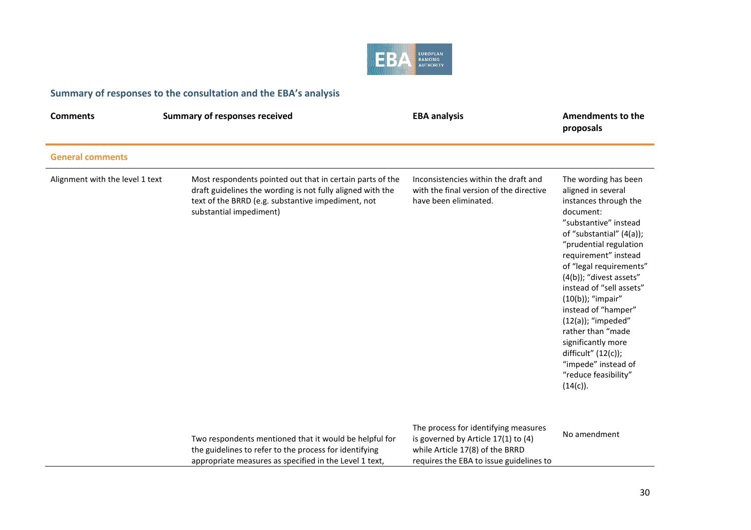## Summary of responses to the consultation and the EBA's analysis

| Comments | Summary of responses received | EBA analysis | Amendments to the proposals |
|---|---|---|---|
| **General comments** | | | |
| Alignment with the level 1 text | Most respondents pointed out that in certain parts of the draft guidelines the wording is not fully aligned with the text of the BRRD (e.g. substantive impediment, not substantial impediment) | Inconsistencies within the draft and with the final version of the directive have been eliminated. | The wording has been aligned in several instances through the document: "substantive" instead of "substantial" (4(a)); "prudential regulation requirement" instead of "legal requirements" (4(b)); "divest assets" instead of "sell assets" (10(b)); "impair" instead of "hamper" (12(a)); "impeded" rather than "made significantly more difficult" (12(c)); "impede" instead of "reduce feasibility" (14(c)). |
| | Two respondents mentioned that it would be helpful for the guidelines to refer to the process for identifying appropriate measures as specified in the Level 1 text, | The process for identifying measures is governed by Article 17(1) to (4) while Article 17(8) of the BRRD requires the EBA to issue guidelines to | No amendment |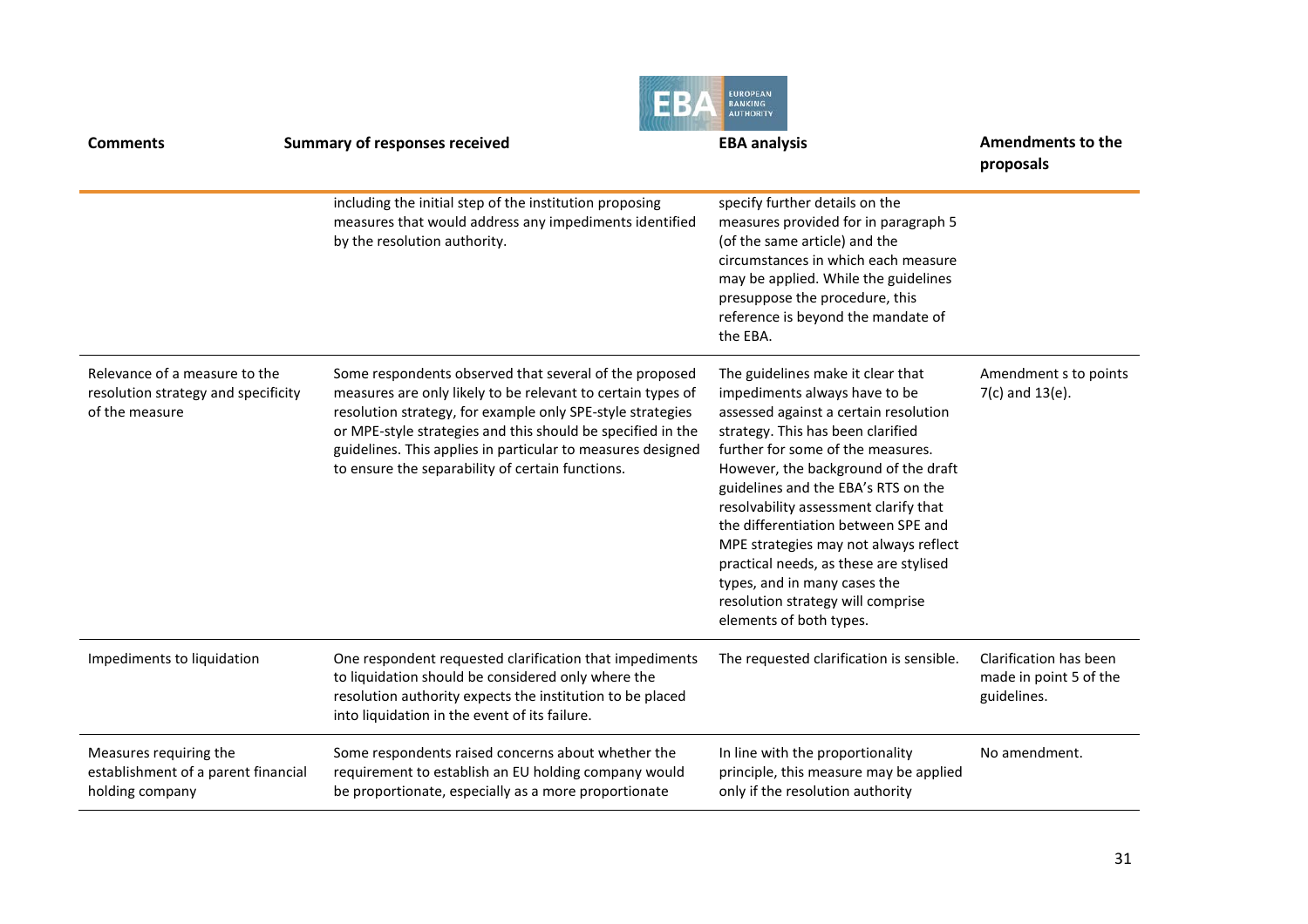| Comments | Summary of responses received | EBA analysis | Amendments to the proposals |
|---|---|---|---|
| | including the initial step of the institution proposing measures that would address any impediments identified by the resolution authority. | specify further details on the measures provided for in paragraph 5 (of the same article) and the circumstances in which each measure may be applied. While the guidelines presuppose the procedure, this reference is beyond the mandate of the EBA. | |
| Relevance of a measure to the resolution strategy and specificity of the measure | Some respondents observed that several of the proposed measures are only likely to be relevant to certain types of resolution strategy, for example only SPE-style strategies or MPE-style strategies and this should be specified in the guidelines. This applies in particular to measures designed to ensure the separability of certain functions. | The guidelines make it clear that impediments always have to be assessed against a certain resolution strategy. This has been clarified further for some of the measures. However, the background of the draft guidelines and the EBA's RTS on the resolvability assessment clarify that the differentiation between SPE and MPE strategies may not always reflect practical needs, as these are stylised types, and in many cases the resolution strategy will comprise elements of both types. | Amendment s to points 7(c) and 13(e). |
| Impediments to liquidation | One respondent requested clarification that impediments to liquidation should be considered only where the resolution authority expects the institution to be placed into liquidation in the event of its failure. | The requested clarification is sensible. | Clarification has been made in point 5 of the guidelines. |
| Measures requiring the establishment of a parent financial holding company | Some respondents raised concerns about whether the requirement to establish an EU holding company would be proportionate, especially as a more proportionate | In line with the proportionality principle, this measure may be applied only if the resolution authority | No amendment. |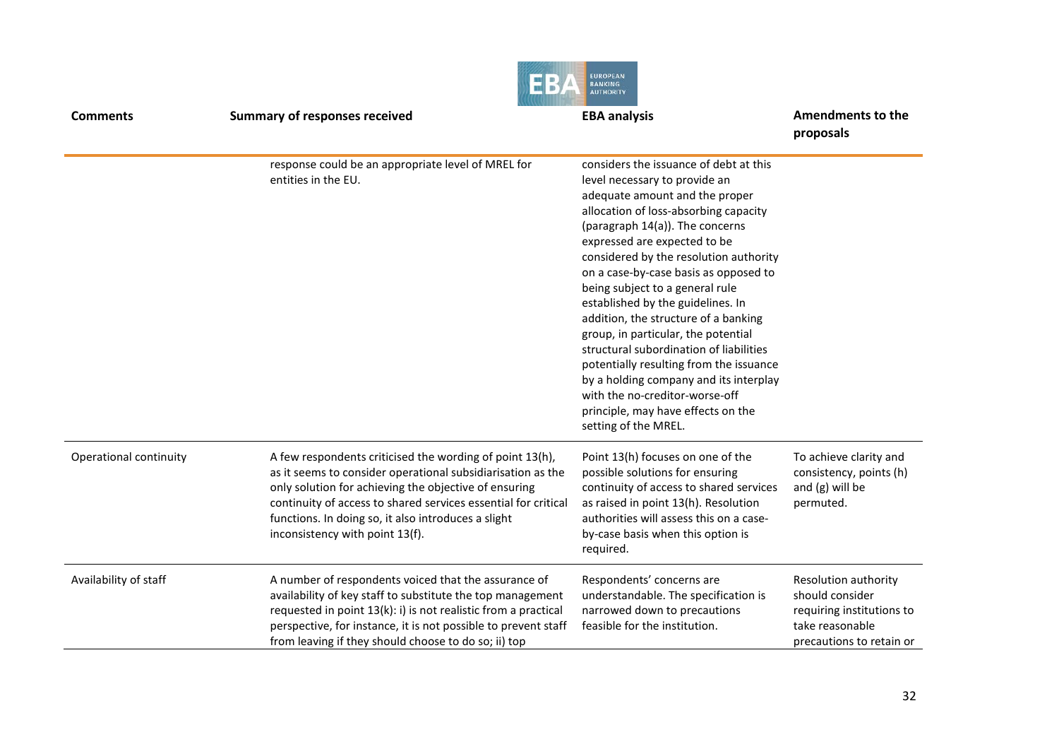| Comments | Summary of responses received | EBA analysis | Amendments to the proposals |
|---|---|---|---|
| | response could be an appropriate level of MREL for entities in the EU. | considers the issuance of debt at this level necessary to provide an adequate amount and the proper allocation of loss-absorbing capacity (paragraph 14(a)). The concerns expressed are expected to be considered by the resolution authority on a case-by-case basis as opposed to being subject to a general rule established by the guidelines. In addition, the structure of a banking group, in particular, the potential structural subordination of liabilities potentially resulting from the issuance by a holding company and its interplay with the no-creditor-worse-off principle, may have effects on the setting of the MREL. | |
| Operational continuity | A few respondents criticised the wording of point 13(h), as it seems to consider operational subsidiarisation as the only solution for achieving the objective of ensuring continuity of access to shared services essential for critical functions. In doing so, it also introduces a slight inconsistency with point 13(f). | Point 13(h) focuses on one of the possible solutions for ensuring continuity of access to shared services as raised in point 13(h). Resolution authorities will assess this on a case-by-case basis when this option is required. | To achieve clarity and consistency, points (h) and (g) will be permuted. |
| Availability of staff | A number of respondents voiced that the assurance of availability of key staff to substitute the top management requested in point 13(k): i) is not realistic from a practical perspective, for instance, it is not possible to prevent staff from leaving if they should choose to do so; ii) top | Respondents' concerns are understandable. The specification is narrowed down to precautions feasible for the institution. | Resolution authority should consider requiring institutions to take reasonable precautions to retain or |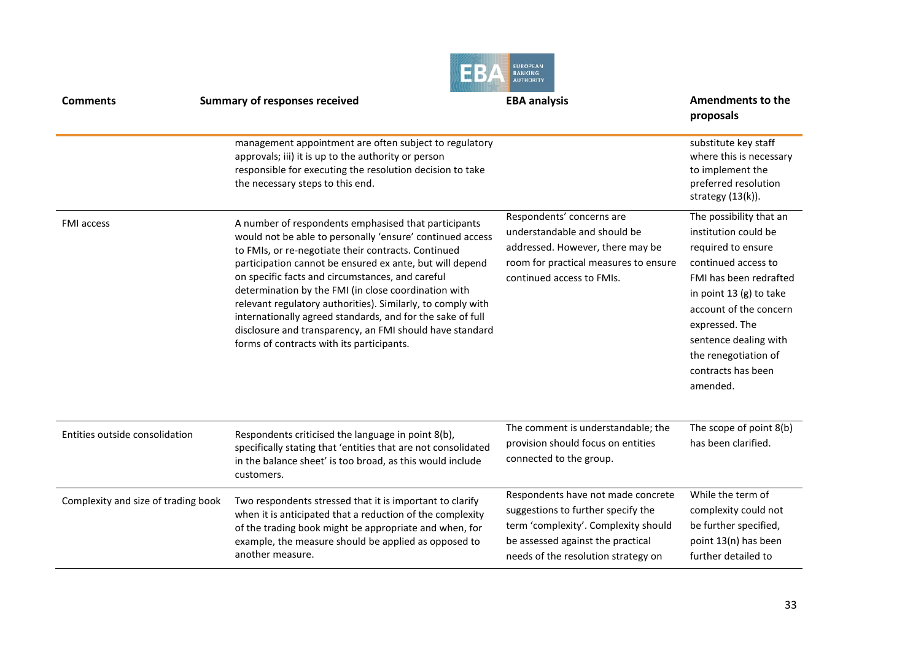| Comments | Summary of responses received | EBA analysis | Amendments to the proposals |
|---|---|---|---|
| | management appointment are often subject to regulatory approvals; iii) it is up to the authority or person responsible for executing the resolution decision to take the necessary steps to this end. | | substitute key staff where this is necessary to implement the preferred resolution strategy (13(k)). |
| FMI access | A number of respondents emphasised that participants would not be able to personally 'ensure' continued access to FMIs, or re-negotiate their contracts. Continued participation cannot be ensured ex ante, but will depend on specific facts and circumstances, and careful determination by the FMI (in close coordination with relevant regulatory authorities). Similarly, to comply with internationally agreed standards, and for the sake of full disclosure and transparency, an FMI should have standard forms of contracts with its participants. | Respondents' concerns are understandable and should be addressed. However, there may be room for practical measures to ensure continued access to FMIs. | The possibility that an institution could be required to ensure continued access to FMI has been redrafted in point 13 (g) to take account of the concern expressed. The sentence dealing with the renegotiation of contracts has been amended. |
| Entities outside consolidation | Respondents criticised the language in point 8(b), specifically stating that 'entities that are not consolidated in the balance sheet' is too broad, as this would include customers. | The comment is understandable; the provision should focus on entities connected to the group. | The scope of point 8(b) has been clarified. |
| Complexity and size of trading book | Two respondents stressed that it is important to clarify when it is anticipated that a reduction of the complexity of the trading book might be appropriate and when, for example, the measure should be applied as opposed to another measure. | Respondents have not made concrete suggestions to further specify the term 'complexity'. Complexity should be assessed against the practical needs of the resolution strategy on | While the term of complexity could not be further specified, point 13(n) has been further detailed to |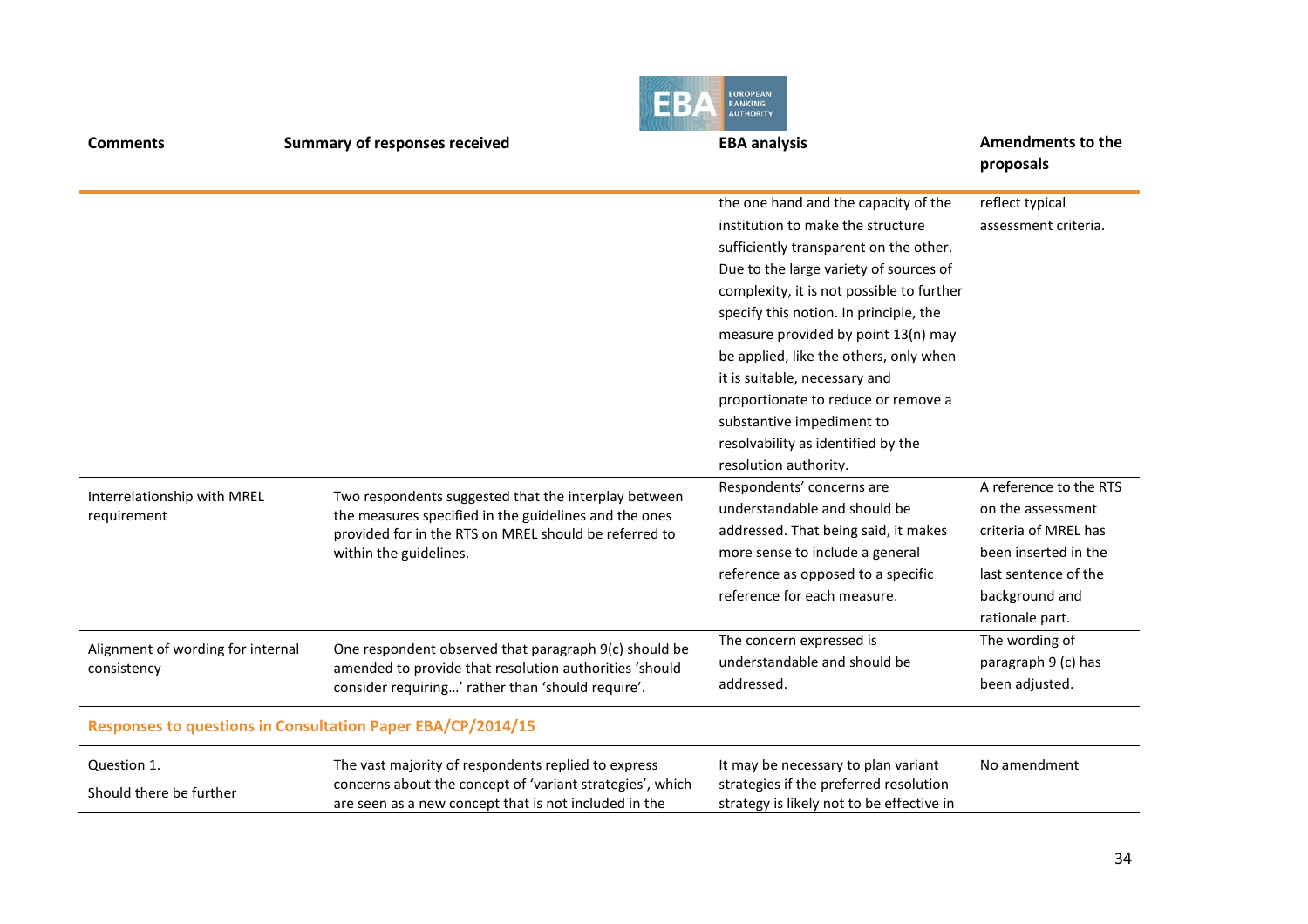| Comments | Summary of responses received | EBA analysis | Amendments to the proposals |
|---|---|---|---|
| | | the one hand and the capacity of the institution to make the structure sufficiently transparent on the other. Due to the large variety of sources of complexity, it is not possible to further specify this notion. In principle, the measure provided by point 13(n) may be applied, like the others, only when it is suitable, necessary and proportionate to reduce or remove a substantive impediment to resolvability as identified by the resolution authority. | reflect typical assessment criteria. |
| Interrelationship with MREL requirement | Two respondents suggested that the interplay between the measures specified in the guidelines and the ones provided for in the RTS on MREL should be referred to within the guidelines. | Respondents' concerns are understandable and should be addressed. That being said, it makes more sense to include a general reference as opposed to a specific reference for each measure. | A reference to the RTS on the assessment criteria of MREL has been inserted in the last sentence of the background and rationale part. |
| Alignment of wording for internal consistency | One respondent observed that paragraph 9(c) should be amended to provide that resolution authorities 'should consider requiring…' rather than 'should require'. | The concern expressed is understandable and should be addressed. | The wording of paragraph 9 (c) has been adjusted. |
| **Responses to questions in Consultation Paper EBA/CP/2014/15** | | | |
| Question 1. Should there be further | The vast majority of respondents replied to express concerns about the concept of 'variant strategies', which are seen as a new concept that is not included in the | It may be necessary to plan variant strategies if the preferred resolution strategy is likely not to be effective in | No amendment |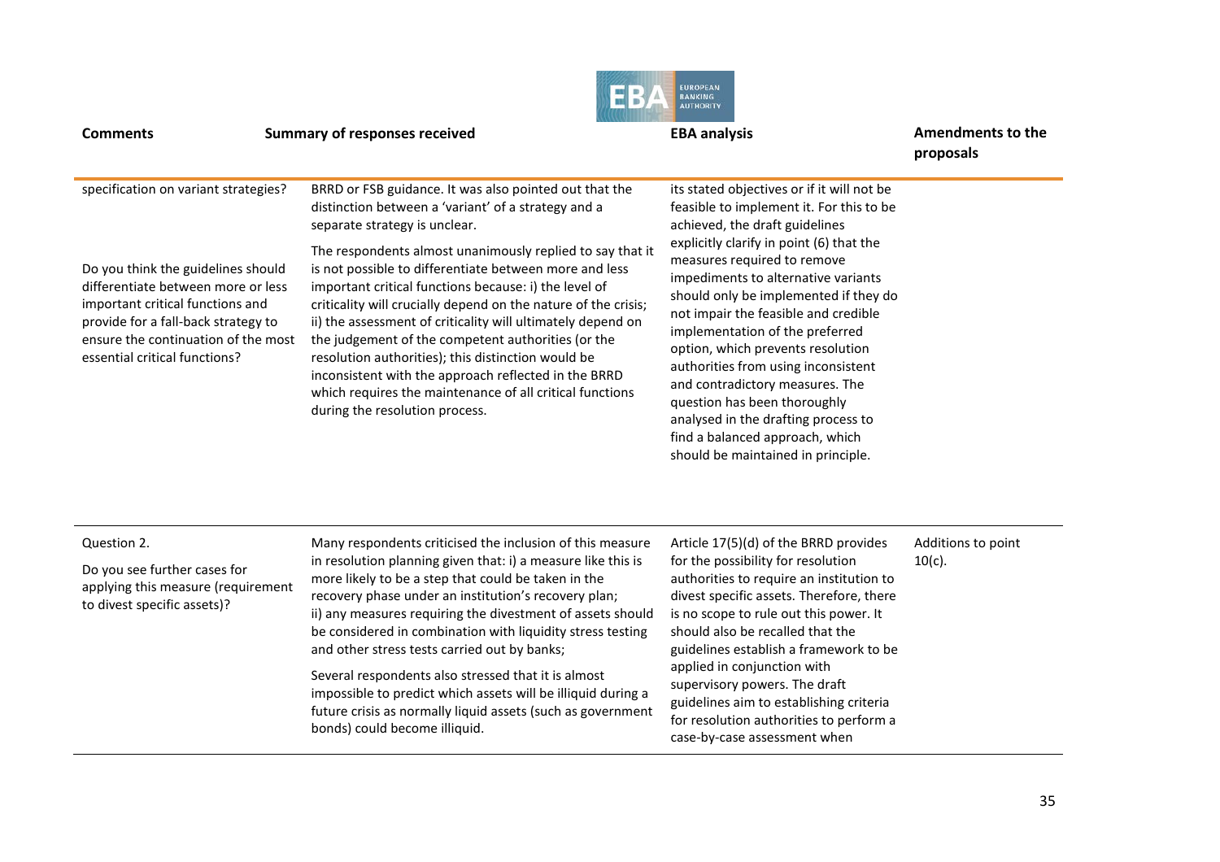| Comments | Summary of responses received | EBA analysis | Amendments to the proposals |
|---|---|---|---|
| specification on variant strategies?<br><br>Do you think the guidelines should differentiate between more or less important critical functions and provide for a fall-back strategy to ensure the continuation of the most essential critical functions? | BRRD or FSB guidance. It was also pointed out that the distinction between a 'variant' of a strategy and a separate strategy is unclear.<br><br>The respondents almost unanimously replied to say that it is not possible to differentiate between more and less important critical functions because: i) the level of criticality will crucially depend on the nature of the crisis; ii) the assessment of criticality will ultimately depend on the judgement of the competent authorities (or the resolution authorities); this distinction would be inconsistent with the approach reflected in the BRRD which requires the maintenance of all critical functions during the resolution process. | its stated objectives or if it will not be feasible to implement it. For this to be achieved, the draft guidelines explicitly clarify in point (6) that the measures required to remove impediments to alternative variants should only be implemented if they do not impair the feasible and credible implementation of the preferred option, which prevents resolution authorities from using inconsistent and contradictory measures. The question has been thoroughly analysed in the drafting process to find a balanced approach, which should be maintained in principle. | |
| Question 2.<br><br>Do you see further cases for applying this measure (requirement to divest specific assets)? | Many respondents criticised the inclusion of this measure in resolution planning given that: i) a measure like this is more likely to be a step that could be taken in the recovery phase under an institution's recovery plan; ii) any measures requiring the divestment of assets should be considered in combination with liquidity stress testing and other stress tests carried out by banks;<br><br>Several respondents also stressed that it is almost impossible to predict which assets will be illiquid during a future crisis as normally liquid assets (such as government bonds) could become illiquid. | Article 17(5)(d) of the BRRD provides for the possibility for resolution authorities to require an institution to divest specific assets. Therefore, there is no scope to rule out this power. It should also be recalled that the guidelines establish a framework to be applied in conjunction with supervisory powers. The draft guidelines aim to establishing criteria for resolution authorities to perform a case-by-case assessment when | Additions to point 10(c). |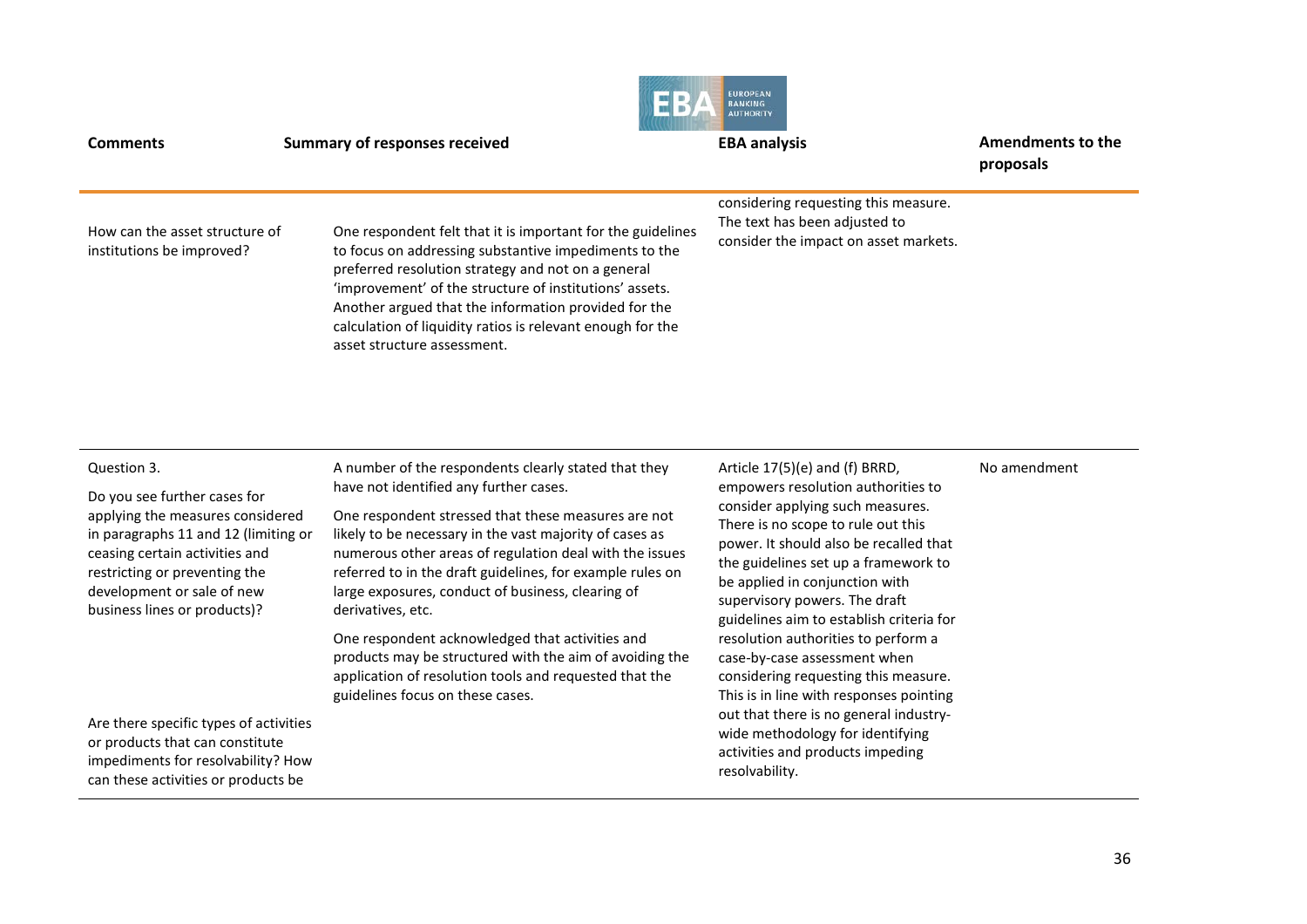| Comments | Summary of responses received | EBA analysis | Amendments to the proposals |
|---|---|---|---|
| | | considering requesting this measure. The text has been adjusted to consider the impact on asset markets. | |
| How can the asset structure of institutions be improved? | One respondent felt that it is important for the guidelines to focus on addressing substantive impediments to the preferred resolution strategy and not on a general 'improvement' of the structure of institutions' assets. Another argued that the information provided for the calculation of liquidity ratios is relevant enough for the asset structure assessment. | | |
| Question 3.<br><br>Do you see further cases for applying the measures considered in paragraphs 11 and 12 (limiting or ceasing certain activities and restricting or preventing the development or sale of new business lines or products)?<br><br>Are there specific types of activities or products that can constitute impediments for resolvability? How can these activities or products be | A number of the respondents clearly stated that they have not identified any further cases.<br><br>One respondent stressed that these measures are not likely to be necessary in the vast majority of cases as numerous other areas of regulation deal with the issues referred to in the draft guidelines, for example rules on large exposures, conduct of business, clearing of derivatives, etc.<br><br>One respondent acknowledged that activities and products may be structured with the aim of avoiding the application of resolution tools and requested that the guidelines focus on these cases. | Article 17(5)(e) and (f) BRRD, empowers resolution authorities to consider applying such measures. There is no scope to rule out this power. It should also be recalled that the guidelines set up a framework to be applied in conjunction with supervisory powers. The draft guidelines aim to establish criteria for resolution authorities to perform a case-by-case assessment when considering requesting this measure. This is in line with responses pointing out that there is no general industry-wide methodology for identifying activities and products impeding resolvability. | No amendment |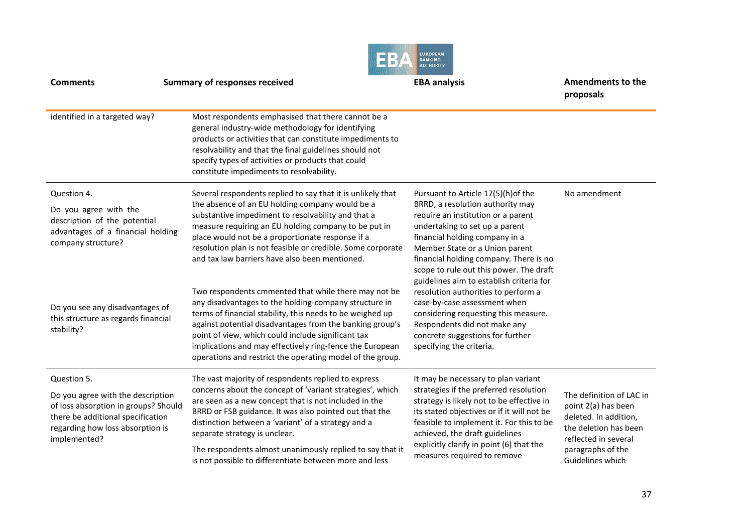| Comments | Summary of responses received | EBA analysis | Amendments to the proposals |
|---|---|---|---|
| identified in a targeted way? | Most respondents emphasised that there cannot be a general industry-wide methodology for identifying products or activities that can constitute impediments to resolvability and that the final guidelines should not specify types of activities or products that could constitute impediments to resolvability. | | |
| Question 4.<br><br>Do you agree with the description of the potential advantages of a financial holding company structure?<br><br>Do you see any disadvantages of this structure as regards financial stability? | Several respondents replied to say that it is unlikely that the absence of an EU holding company would be a substantive impediment to resolvability and that a measure requiring an EU holding company to be put in place would not be a proportionate response if a resolution plan is not feasible or credible. Some corporate and tax law barriers have also been mentioned.<br><br>Two respondents cmmented that while there may not be any disadvantages to the holding-company structure in terms of financial stability, this needs to be weighed up against potential disadvantages from the banking group's point of view, which could include significant tax implications and may effectively ring-fence the European operations and restrict the operating model of the group. | Pursuant to Article 17(5)(h)of the BRRD, a resolution authority may require an institution or a parent undertaking to set up a parent financial holding company in a Member State or a Union parent financial holding company. There is no scope to rule out this power. The draft guidelines aim to establish criteria for resolution authorities to perform a case-by-case assessment when considering requesting this measure. Respondents did not make any concrete suggestions for further specifying the criteria. | No amendment |
| Question 5.<br><br>Do you agree with the description of loss absorption in groups? Should there be additional specification regarding how loss absorption is implemented? | The vast majority of respondents replied to express concerns about the concept of 'variant strategies', which are seen as a new concept that is not included in the BRRD or FSB guidance. It was also pointed out that the distinction between a 'variant' of a strategy and a separate strategy is unclear.<br><br>The respondents almost unanimously replied to say that it is not possible to differentiate between more and less | It may be necessary to plan variant strategies if the preferred resolution strategy is likely not to be effective in its stated objectives or if it will not be feasible to implement it. For this to be achieved, the draft guidelines explicitly clarify in point (6) that the measures required to remove | The definition of LAC in point 2(a) has been deleted. In addition, the deletion has been reflected in several paragraphs of the Guidelines which |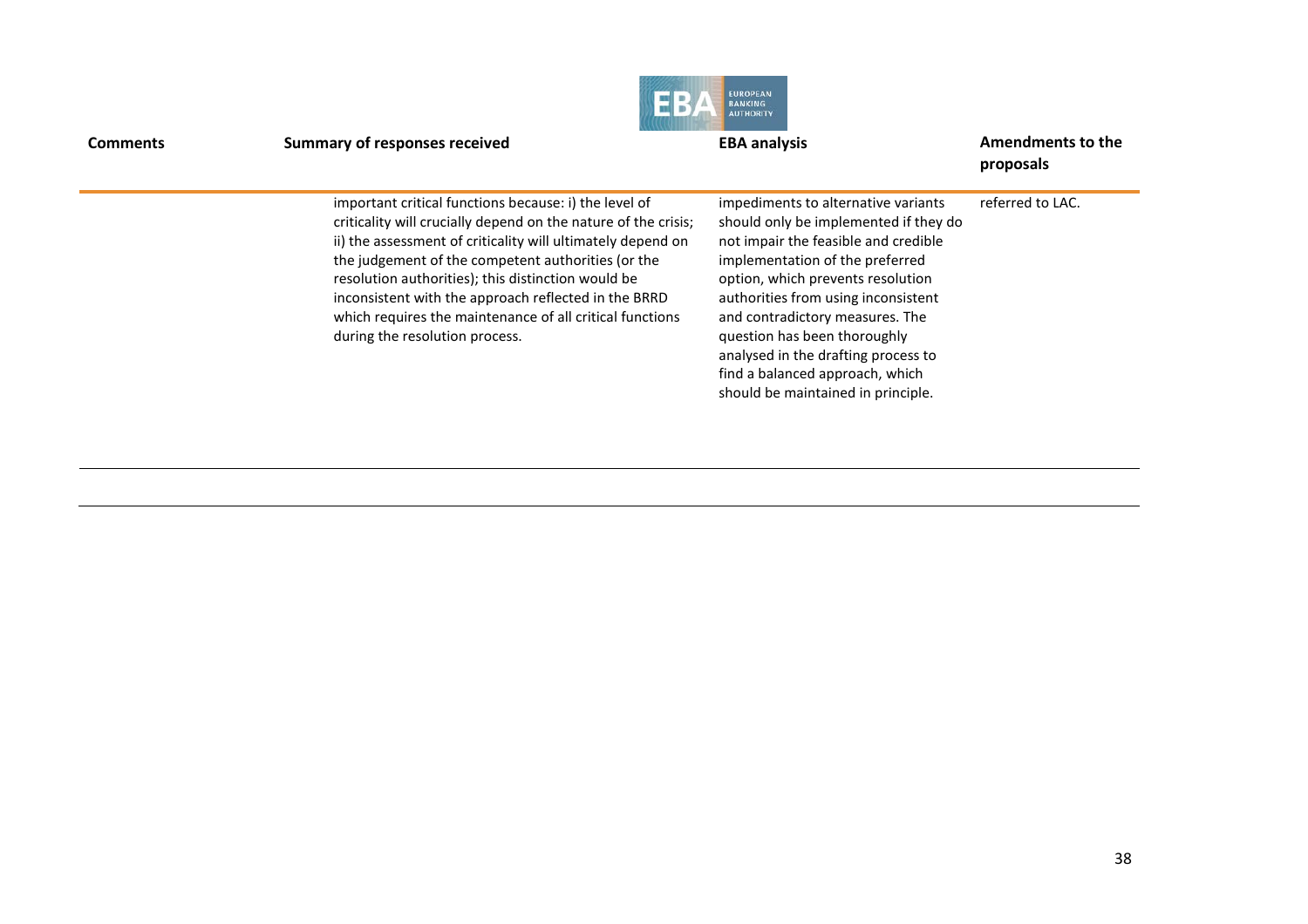| Comments | Summary of responses received | EBA analysis | Amendments to the proposals |
|---|---|---|---|
| | important critical functions because: i) the level of criticality will crucially depend on the nature of the crisis; ii) the assessment of criticality will ultimately depend on the judgement of the competent authorities (or the resolution authorities); this distinction would be inconsistent with the approach reflected in the BRRD which requires the maintenance of all critical functions during the resolution process. | impediments to alternative variants should only be implemented if they do not impair the feasible and credible implementation of the preferred option, which prevents resolution authorities from using inconsistent and contradictory measures. The question has been thoroughly analysed in the drafting process to find a balanced approach, which should be maintained in principle. | referred to LAC. |
| | | | |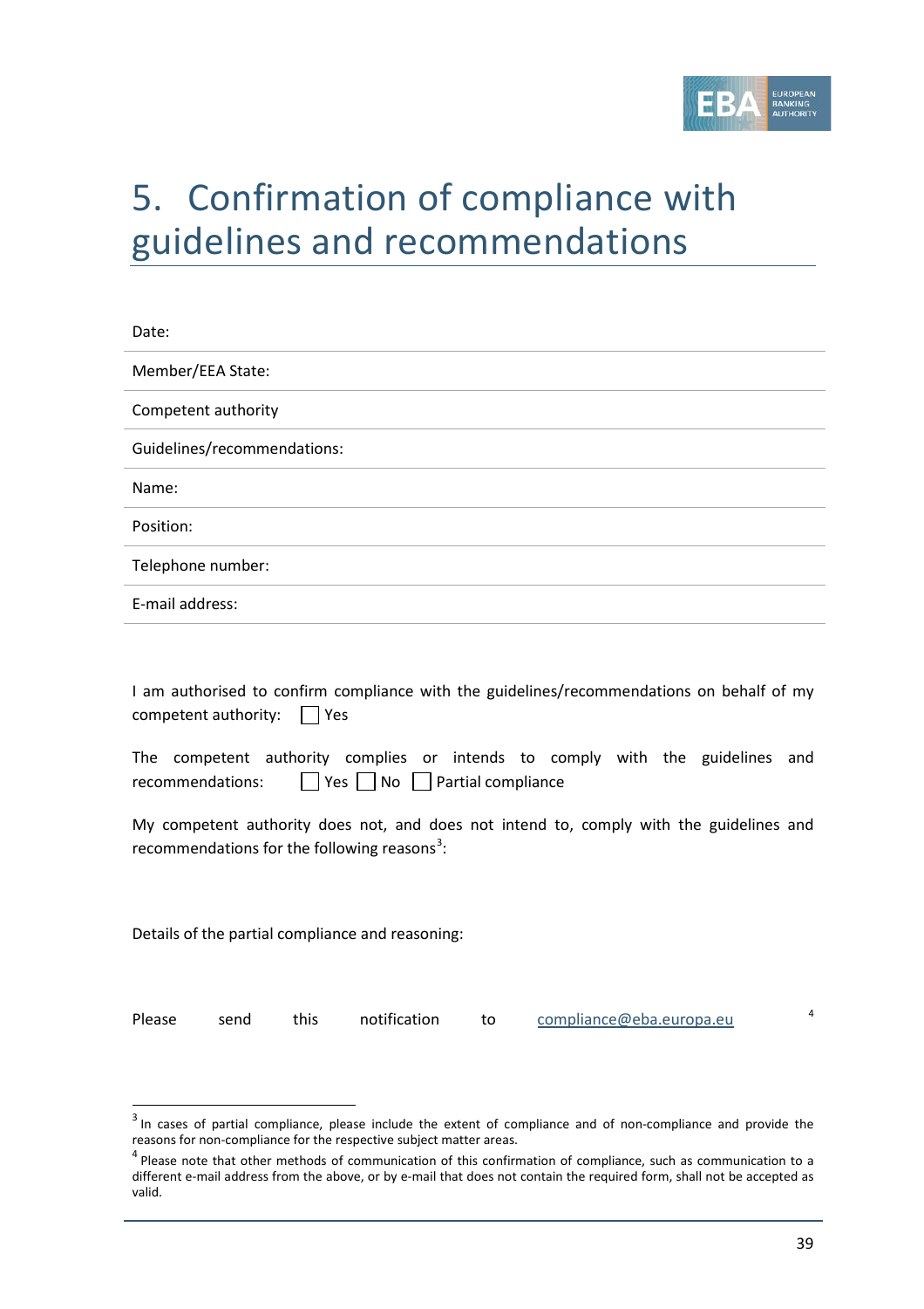# 5. Confirmation of compliance with guidelines and recommendations

Date:

Member/EEA State:

Competent authority

Guidelines/recommendations:

Name:

Position:

Telephone number:

E-mail address:

I am authorised to confirm compliance with the guidelines/recommendations on behalf of my competent authority: ☐ Yes

The competent authority complies or intends to comply with the guidelines and recommendations: ☐ Yes ☐ No ☐ Partial compliance

My competent authority does not, and does not intend to, comply with the guidelines and recommendations for the following reasons[3]:

Details of the partial compliance and reasoning:

Please send this notification to compliance@eba.europa.eu [4]

---

[3] In cases of partial compliance, please include the extent of compliance and of non-compliance and provide the reasons for non-compliance for the respective subject matter areas.

[4] Please note that other methods of communication of this confirmation of compliance, such as communication to a different e-mail address from the above, or by e-mail that does not contain the required form, shall not be accepted as valid.